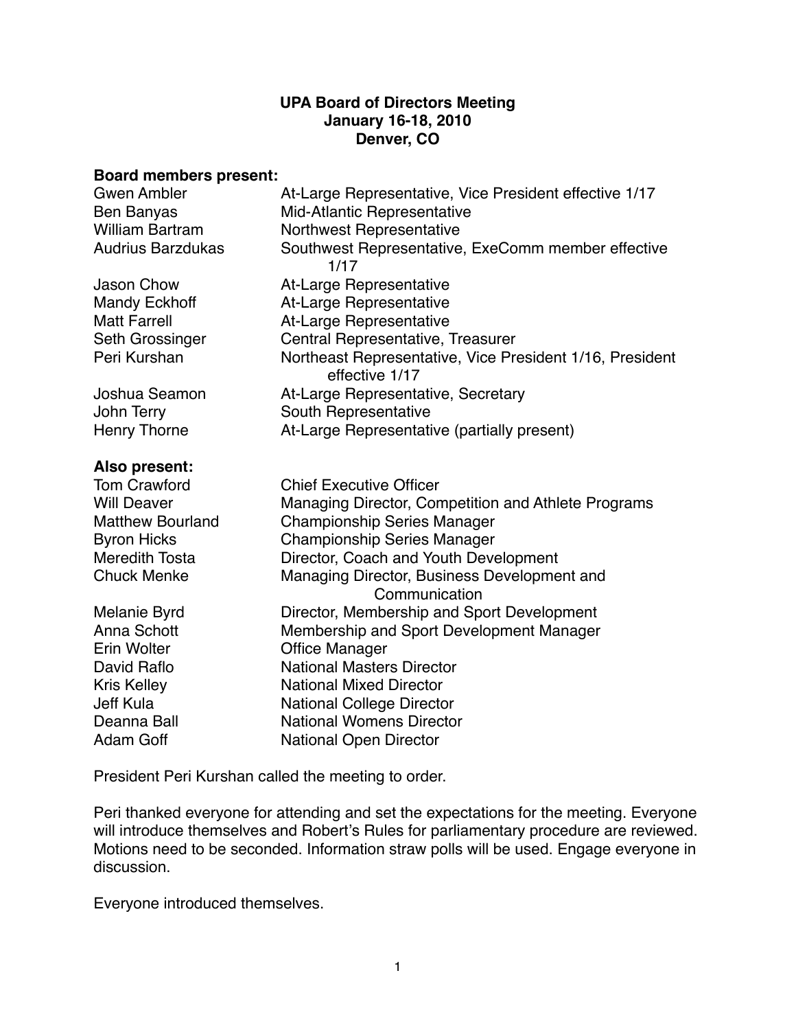# UPA Board of Directors Meeting
## January 16-18, 2010
## Denver, CO

**Board members present:**

| | |
|---|---|
| Gwen Ambler | At-Large Representative, Vice President effective 1/17 |
| Ben Banyas | Mid-Atlantic Representative |
| William Bartram | Northwest Representative |
| Audrius Barzdukas | Southwest Representative, ExeComm member effective 1/17 |
| Jason Chow | At-Large Representative |
| Mandy Eckhoff | At-Large Representative |
| Matt Farrell | At-Large Representative |
| Seth Grossinger | Central Representative, Treasurer |
| Peri Kurshan | Northeast Representative, Vice President 1/16, President effective 1/17 |
| Joshua Seamon | At-Large Representative, Secretary |
| John Terry | South Representative |
| Henry Thorne | At-Large Representative (partially present) |

**Also present:**

| | |
|---|---|
| Tom Crawford | Chief Executive Officer |
| Will Deaver | Managing Director, Competition and Athlete Programs |
| Matthew Bourland | Championship Series Manager |
| Byron Hicks | Championship Series Manager |
| Meredith Tosta | Director, Coach and Youth Development |
| Chuck Menke | Managing Director, Business Development and Communication |
| Melanie Byrd | Director, Membership and Sport Development |
| Anna Schott | Membership and Sport Development Manager |
| Erin Wolter | Office Manager |
| David Raflo | National Masters Director |
| Kris Kelley | National Mixed Director |
| Jeff Kula | National College Director |
| Deanna Ball | National Womens Director |
| Adam Goff | National Open Director |

President Peri Kurshan called the meeting to order.

Peri thanked everyone for attending and set the expectations for the meeting. Everyone will introduce themselves and Robert's Rules for parliamentary procedure are reviewed. Motions need to be seconded. Information straw polls will be used. Engage everyone in discussion.

Everyone introduced themselves.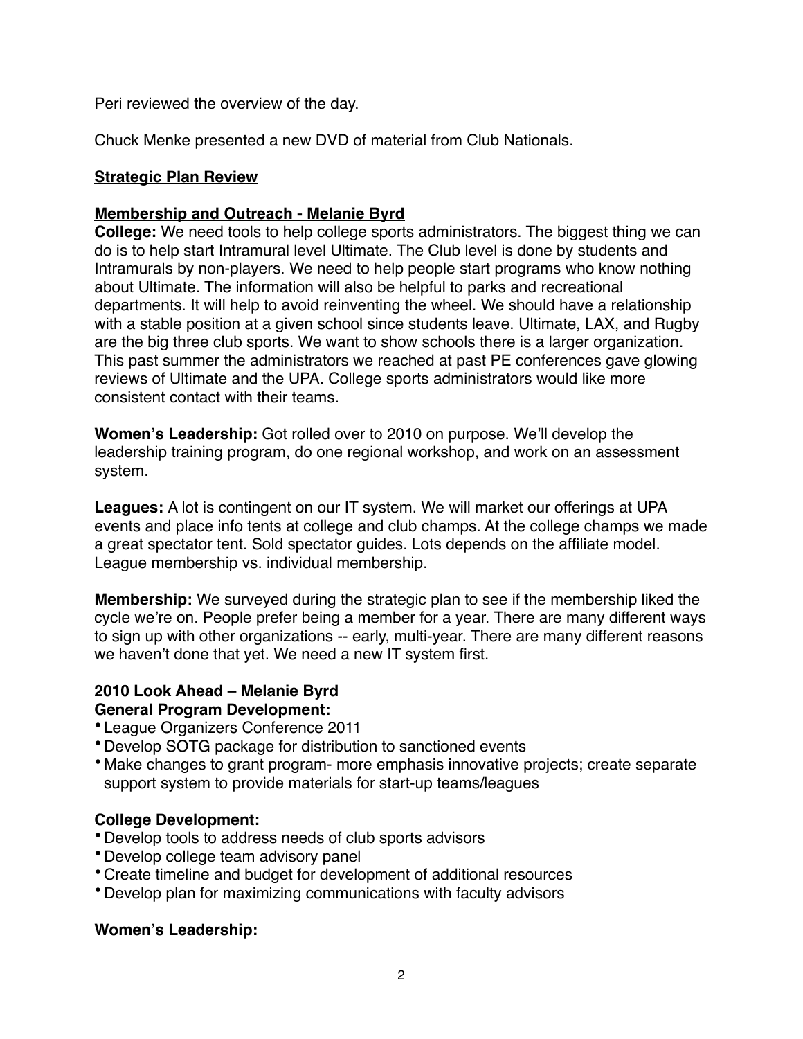Peri reviewed the overview of the day.

Chuck Menke presented a new DVD of material from Club Nationals.

## Strategic Plan Review

### Membership and Outreach - Melanie Byrd

**College:** We need tools to help college sports administrators. The biggest thing we can do is to help start Intramural level Ultimate. The Club level is done by students and Intramurals by non-players. We need to help people start programs who know nothing about Ultimate. The information will also be helpful to parks and recreational departments. It will help to avoid reinventing the wheel. We should have a relationship with a stable position at a given school since students leave. Ultimate, LAX, and Rugby are the big three club sports. We want to show schools there is a larger organization. This past summer the administrators we reached at past PE conferences gave glowing reviews of Ultimate and the UPA. College sports administrators would like more consistent contact with their teams.

**Women's Leadership:** Got rolled over to 2010 on purpose. We'll develop the leadership training program, do one regional workshop, and work on an assessment system.

**Leagues:** A lot is contingent on our IT system. We will market our offerings at UPA events and place info tents at college and club champs. At the college champs we made a great spectator tent. Sold spectator guides. Lots depends on the affiliate model. League membership vs. individual membership.

**Membership:** We surveyed during the strategic plan to see if the membership liked the cycle we're on. People prefer being a member for a year. There are many different ways to sign up with other organizations -- early, multi-year. There are many different reasons we haven't done that yet. We need a new IT system first.

### 2010 Look Ahead – Melanie Byrd

**General Program Development:**

- League Organizers Conference 2011
- Develop SOTG package for distribution to sanctioned events
- Make changes to grant program- more emphasis innovative projects; create separate support system to provide materials for start-up teams/leagues

**College Development:**

- Develop tools to address needs of club sports advisors
- Develop college team advisory panel
- Create timeline and budget for development of additional resources
- Develop plan for maximizing communications with faculty advisors

**Women's Leadership:**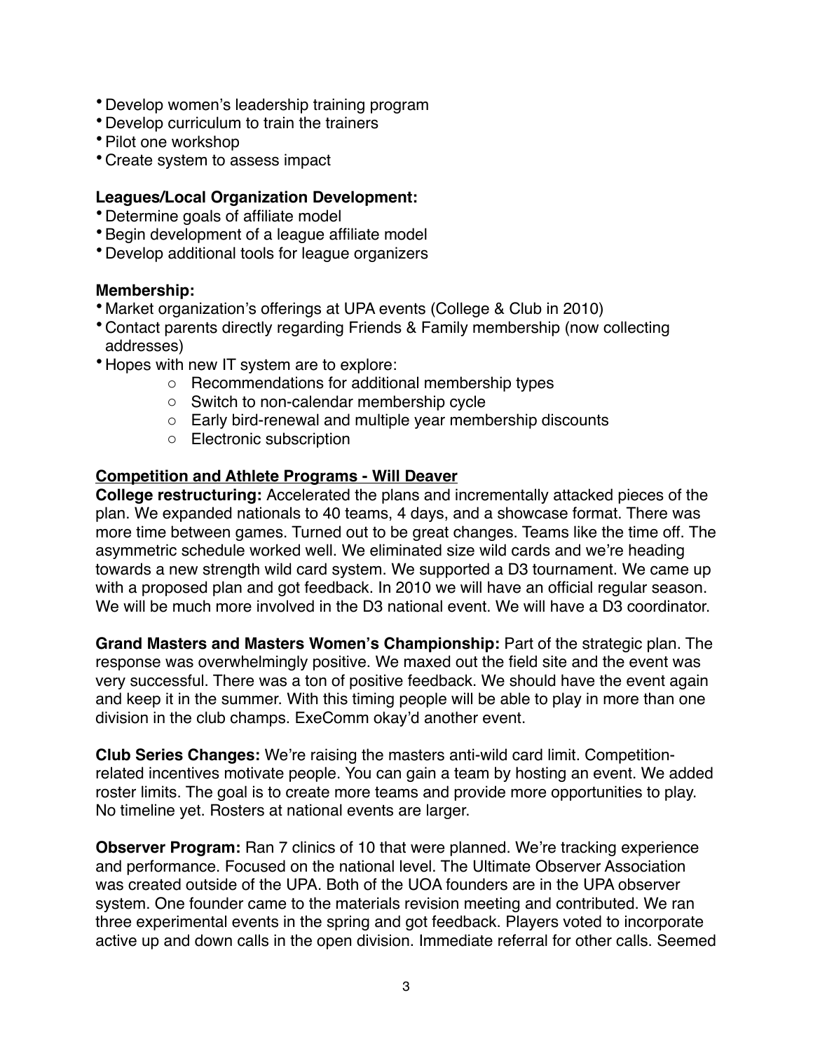- Develop women's leadership training program
- Develop curriculum to train the trainers
- Pilot one workshop
- Create system to assess impact

**Leagues/Local Organization Development:**
- Determine goals of affiliate model
- Begin development of a league affiliate model
- Develop additional tools for league organizers

**Membership:**
- Market organization's offerings at UPA events (College & Club in 2010)
- Contact parents directly regarding Friends & Family membership (now collecting addresses)
- Hopes with new IT system are to explore:
    - Recommendations for additional membership types
    - Switch to non-calendar membership cycle
    - Early bird-renewal and multiple year membership discounts
    - Electronic subscription

**<u>Competition and Athlete Programs - Will Deaver</u>**

**College restructuring:** Accelerated the plans and incrementally attacked pieces of the plan. We expanded nationals to 40 teams, 4 days, and a showcase format. There was more time between games. Turned out to be great changes. Teams like the time off. The asymmetric schedule worked well. We eliminated size wild cards and we're heading towards a new strength wild card system. We supported a D3 tournament. We came up with a proposed plan and got feedback. In 2010 we will have an official regular season. We will be much more involved in the D3 national event. We will have a D3 coordinator.

**Grand Masters and Masters Women's Championship:** Part of the strategic plan. The response was overwhelmingly positive. We maxed out the field site and the event was very successful. There was a ton of positive feedback. We should have the event again and keep it in the summer. With this timing people will be able to play in more than one division in the club champs. ExeComm okay'd another event.

**Club Series Changes:** We're raising the masters anti-wild card limit. Competition-related incentives motivate people. You can gain a team by hosting an event. We added roster limits. The goal is to create more teams and provide more opportunities to play. No timeline yet. Rosters at national events are larger.

**Observer Program:** Ran 7 clinics of 10 that were planned. We're tracking experience and performance. Focused on the national level. The Ultimate Observer Association was created outside of the UPA. Both of the UOA founders are in the UPA observer system. One founder came to the materials revision meeting and contributed. We ran three experimental events in the spring and got feedback. Players voted to incorporate active up and down calls in the open division. Immediate referral for other calls. Seemed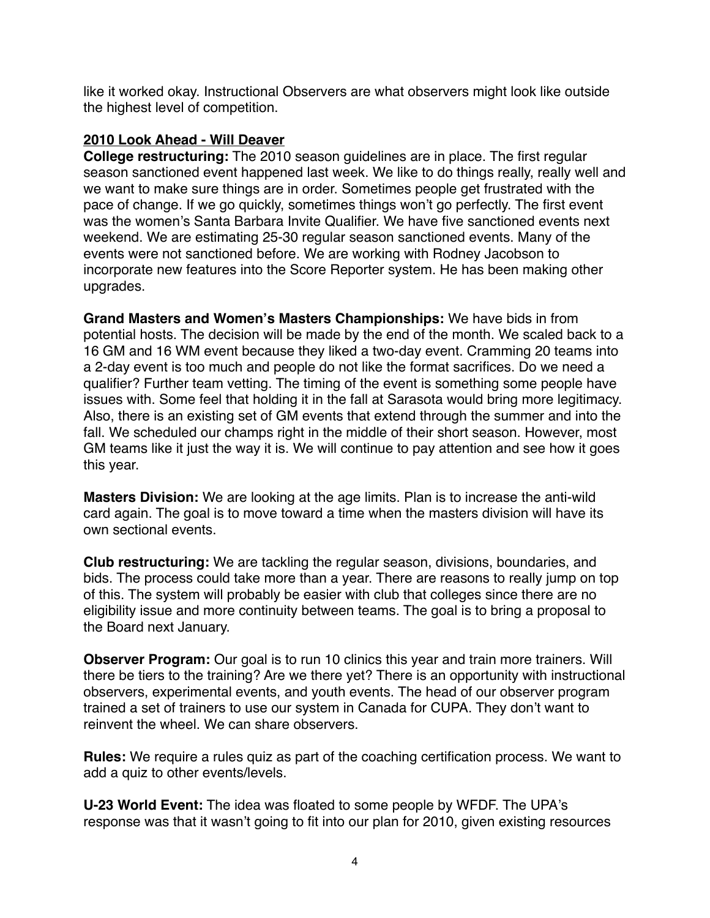like it worked okay. Instructional Observers are what observers might look like outside the highest level of competition.

**2010 Look Ahead - Will Deaver**

**College restructuring:** The 2010 season guidelines are in place. The first regular season sanctioned event happened last week. We like to do things really, really well and we want to make sure things are in order. Sometimes people get frustrated with the pace of change. If we go quickly, sometimes things won't go perfectly. The first event was the women's Santa Barbara Invite Qualifier. We have five sanctioned events next weekend. We are estimating 25-30 regular season sanctioned events. Many of the events were not sanctioned before. We are working with Rodney Jacobson to incorporate new features into the Score Reporter system. He has been making other upgrades.

**Grand Masters and Women's Masters Championships:** We have bids in from potential hosts. The decision will be made by the end of the month. We scaled back to a 16 GM and 16 WM event because they liked a two-day event. Cramming 20 teams into a 2-day event is too much and people do not like the format sacrifices. Do we need a qualifier? Further team vetting. The timing of the event is something some people have issues with. Some feel that holding it in the fall at Sarasota would bring more legitimacy. Also, there is an existing set of GM events that extend through the summer and into the fall. We scheduled our champs right in the middle of their short season. However, most GM teams like it just the way it is. We will continue to pay attention and see how it goes this year.

**Masters Division:** We are looking at the age limits. Plan is to increase the anti-wild card again. The goal is to move toward a time when the masters division will have its own sectional events.

**Club restructuring:** We are tackling the regular season, divisions, boundaries, and bids. The process could take more than a year. There are reasons to really jump on top of this. The system will probably be easier with club that colleges since there are no eligibility issue and more continuity between teams. The goal is to bring a proposal to the Board next January.

**Observer Program:** Our goal is to run 10 clinics this year and train more trainers. Will there be tiers to the training? Are we there yet? There is an opportunity with instructional observers, experimental events, and youth events. The head of our observer program trained a set of trainers to use our system in Canada for CUPA. They don't want to reinvent the wheel. We can share observers.

**Rules:** We require a rules quiz as part of the coaching certification process. We want to add a quiz to other events/levels.

**U-23 World Event:** The idea was floated to some people by WFDF. The UPA's response was that it wasn't going to fit into our plan for 2010, given existing resources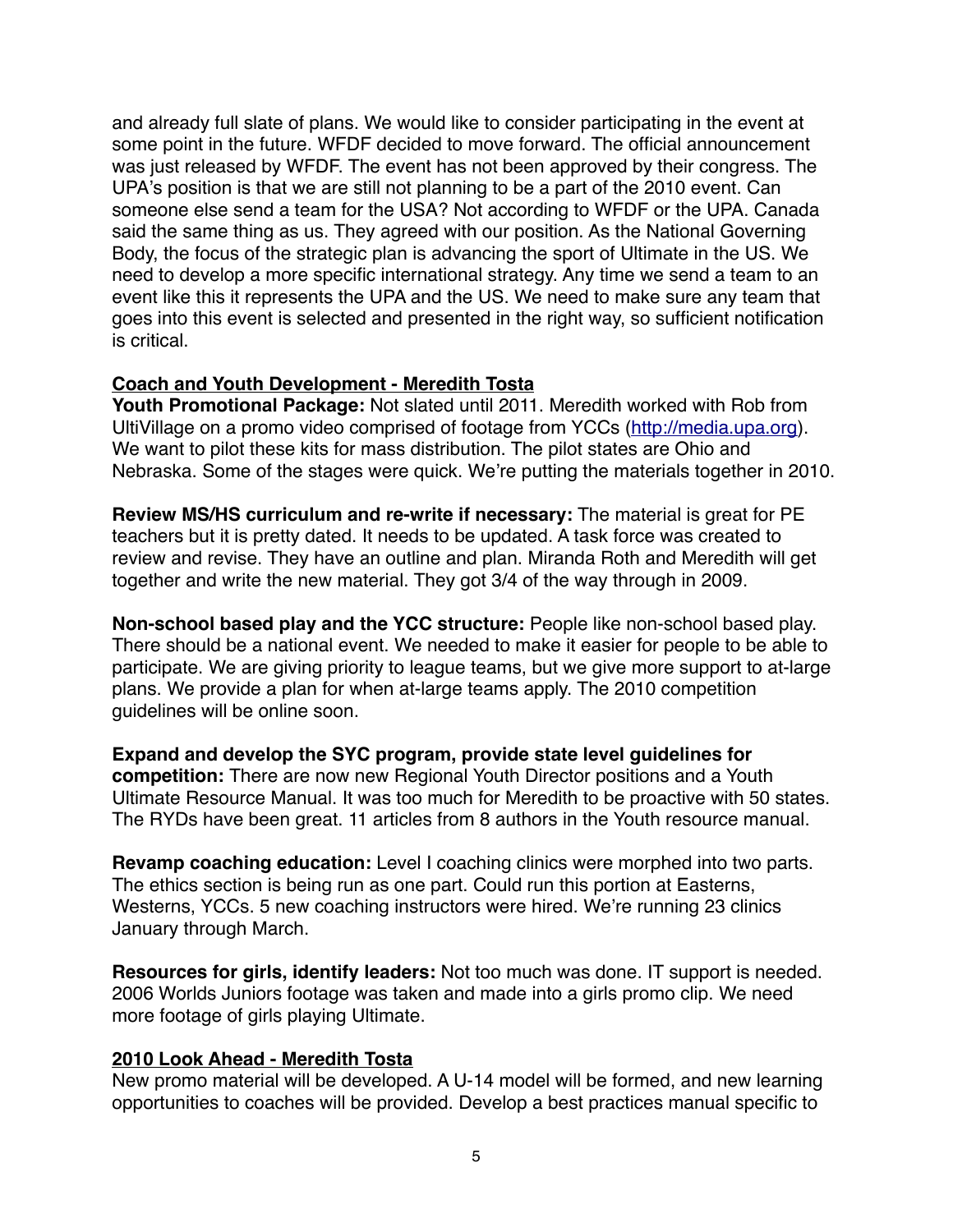and already full slate of plans. We would like to consider participating in the event at some point in the future. WFDF decided to move forward. The official announcement was just released by WFDF. The event has not been approved by their congress. The UPA's position is that we are still not planning to be a part of the 2010 event. Can someone else send a team for the USA? Not according to WFDF or the UPA. Canada said the same thing as us. They agreed with our position. As the National Governing Body, the focus of the strategic plan is advancing the sport of Ultimate in the US. We need to develop a more specific international strategy. Any time we send a team to an event like this it represents the UPA and the US. We need to make sure any team that goes into this event is selected and presented in the right way, so sufficient notification is critical.

**Coach and Youth Development - Meredith Tosta**

**Youth Promotional Package:** Not slated until 2011. Meredith worked with Rob from UltiVillage on a promo video comprised of footage from YCCs (http://media.upa.org). We want to pilot these kits for mass distribution. The pilot states are Ohio and Nebraska. Some of the stages were quick. We're putting the materials together in 2010.

**Review MS/HS curriculum and re-write if necessary:** The material is great for PE teachers but it is pretty dated. It needs to be updated. A task force was created to review and revise. They have an outline and plan. Miranda Roth and Meredith will get together and write the new material. They got 3/4 of the way through in 2009.

**Non-school based play and the YCC structure:** People like non-school based play. There should be a national event. We needed to make it easier for people to be able to participate. We are giving priority to league teams, but we give more support to at-large plans. We provide a plan for when at-large teams apply. The 2010 competition guidelines will be online soon.

**Expand and develop the SYC program, provide state level guidelines for competition:** There are now new Regional Youth Director positions and a Youth Ultimate Resource Manual. It was too much for Meredith to be proactive with 50 states. The RYDs have been great. 11 articles from 8 authors in the Youth resource manual.

**Revamp coaching education:** Level I coaching clinics were morphed into two parts. The ethics section is being run as one part. Could run this portion at Easterns, Westerns, YCCs. 5 new coaching instructors were hired. We're running 23 clinics January through March.

**Resources for girls, identify leaders:** Not too much was done. IT support is needed. 2006 Worlds Juniors footage was taken and made into a girls promo clip. We need more footage of girls playing Ultimate.

**2010 Look Ahead - Meredith Tosta**

New promo material will be developed. A U-14 model will be formed, and new learning opportunities to coaches will be provided. Develop a best practices manual specific to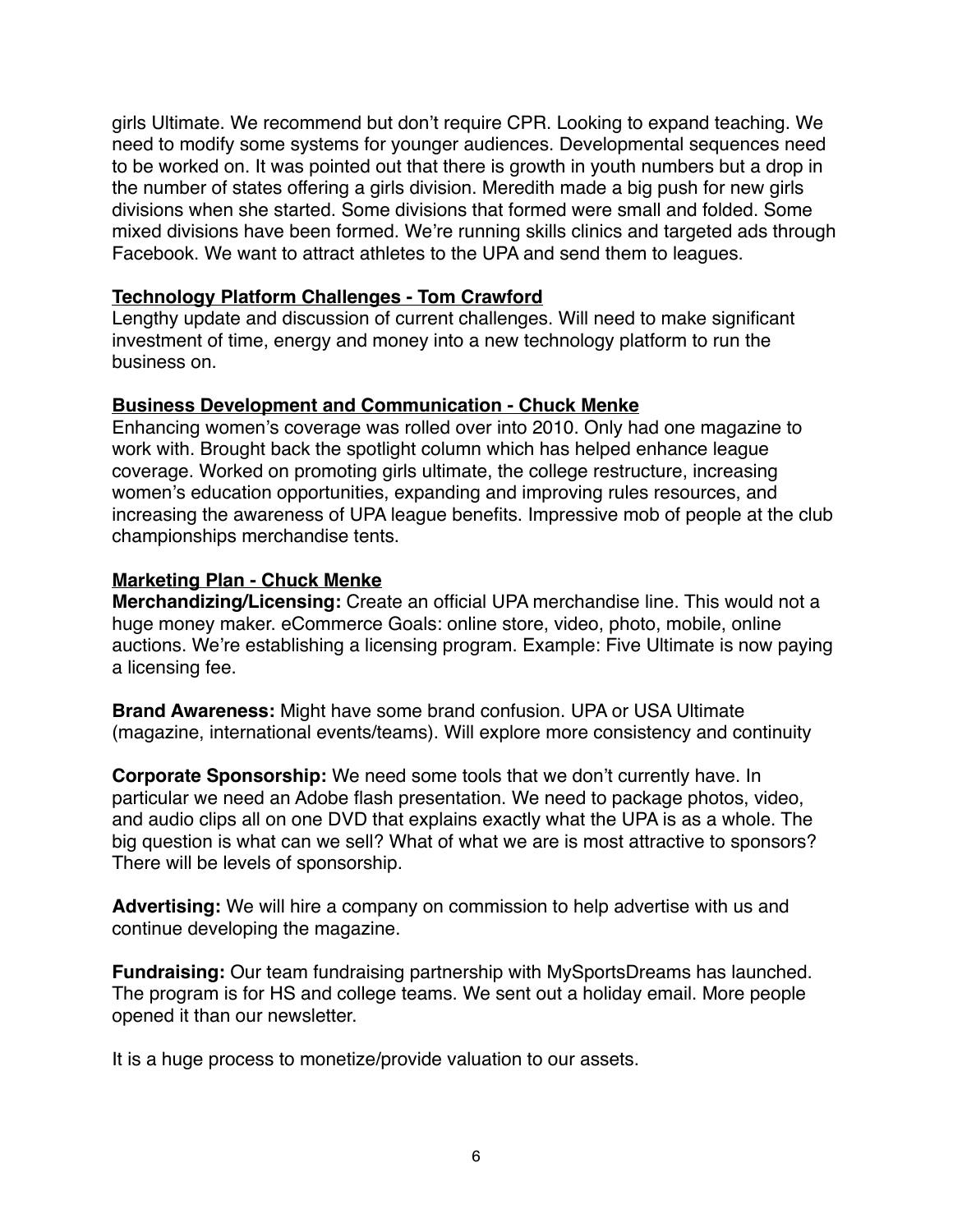girls Ultimate. We recommend but don't require CPR. Looking to expand teaching. We need to modify some systems for younger audiences. Developmental sequences need to be worked on. It was pointed out that there is growth in youth numbers but a drop in the number of states offering a girls division. Meredith made a big push for new girls divisions when she started. Some divisions that formed were small and folded. Some mixed divisions have been formed. We're running skills clinics and targeted ads through Facebook. We want to attract athletes to the UPA and send them to leagues.

**Technology Platform Challenges - Tom Crawford**

Lengthy update and discussion of current challenges. Will need to make significant investment of time, energy and money into a new technology platform to run the business on.

**Business Development and Communication - Chuck Menke**

Enhancing women's coverage was rolled over into 2010. Only had one magazine to work with. Brought back the spotlight column which has helped enhance league coverage. Worked on promoting girls ultimate, the college restructure, increasing women's education opportunities, expanding and improving rules resources, and increasing the awareness of UPA league benefits. Impressive mob of people at the club championships merchandise tents.

**Marketing Plan - Chuck Menke**

**Merchandizing/Licensing:** Create an official UPA merchandise line. This would not a huge money maker. eCommerce Goals: online store, video, photo, mobile, online auctions. We're establishing a licensing program. Example: Five Ultimate is now paying a licensing fee.

**Brand Awareness:** Might have some brand confusion. UPA or USA Ultimate (magazine, international events/teams). Will explore more consistency and continuity

**Corporate Sponsorship:** We need some tools that we don't currently have. In particular we need an Adobe flash presentation. We need to package photos, video, and audio clips all on one DVD that explains exactly what the UPA is as a whole. The big question is what can we sell? What of what we are is most attractive to sponsors? There will be levels of sponsorship.

**Advertising:** We will hire a company on commission to help advertise with us and continue developing the magazine.

**Fundraising:** Our team fundraising partnership with MySportsDreams has launched. The program is for HS and college teams. We sent out a holiday email. More people opened it than our newsletter.

It is a huge process to monetize/provide valuation to our assets.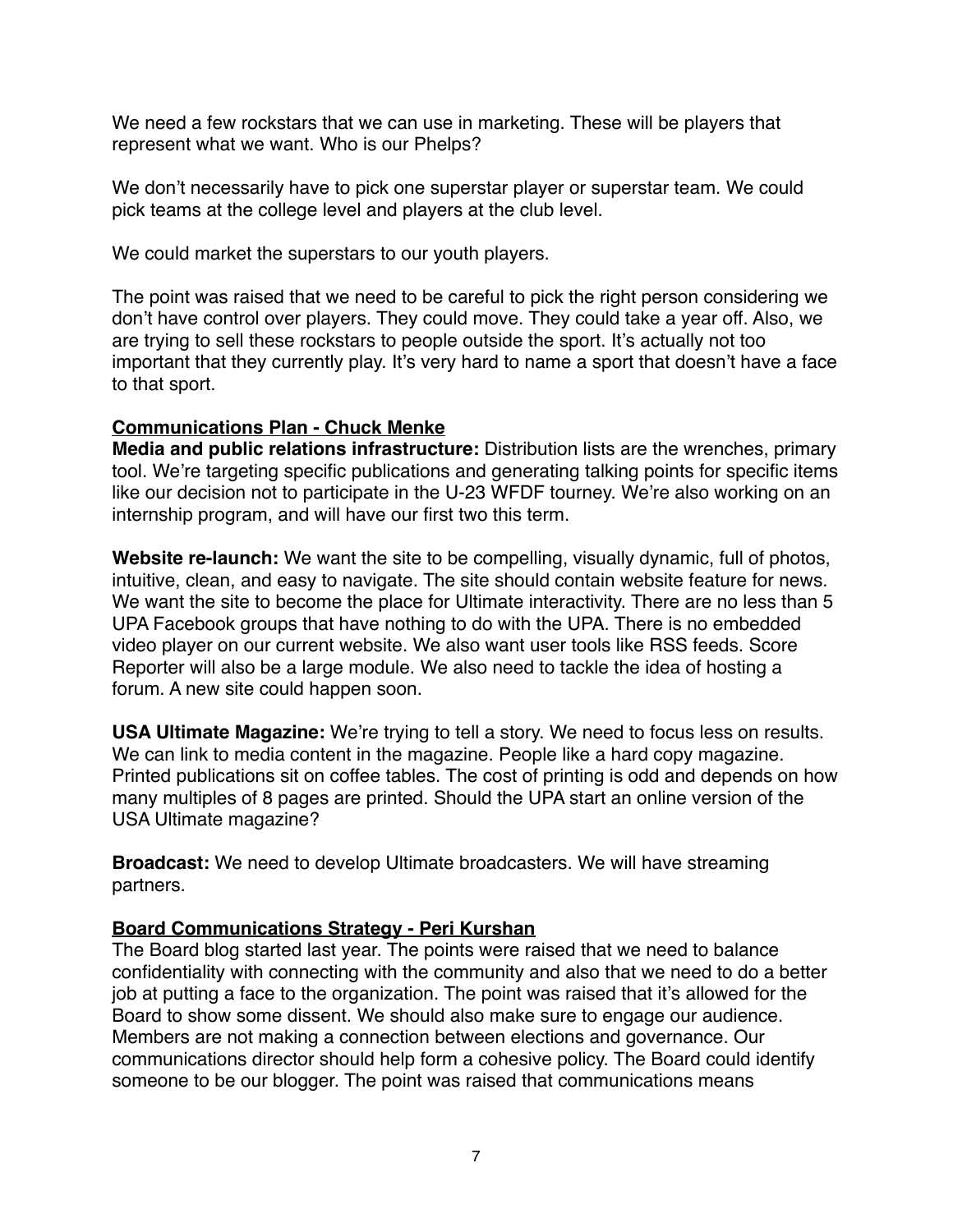We need a few rockstars that we can use in marketing. These will be players that represent what we want. Who is our Phelps?

We don't necessarily have to pick one superstar player or superstar team. We could pick teams at the college level and players at the club level.

We could market the superstars to our youth players.

The point was raised that we need to be careful to pick the right person considering we don't have control over players. They could move. They could take a year off. Also, we are trying to sell these rockstars to people outside the sport. It's actually not too important that they currently play. It's very hard to name a sport that doesn't have a face to that sport.

### Communications Plan - Chuck Menke

**Media and public relations infrastructure:** Distribution lists are the wrenches, primary tool. We're targeting specific publications and generating talking points for specific items like our decision not to participate in the U-23 WFDF tourney. We're also working on an internship program, and will have our first two this term.

**Website re-launch:** We want the site to be compelling, visually dynamic, full of photos, intuitive, clean, and easy to navigate. The site should contain website feature for news. We want the site to become the place for Ultimate interactivity. There are no less than 5 UPA Facebook groups that have nothing to do with the UPA. There is no embedded video player on our current website. We also want user tools like RSS feeds. Score Reporter will also be a large module. We also need to tackle the idea of hosting a forum. A new site could happen soon.

**USA Ultimate Magazine:** We're trying to tell a story. We need to focus less on results. We can link to media content in the magazine. People like a hard copy magazine. Printed publications sit on coffee tables. The cost of printing is odd and depends on how many multiples of 8 pages are printed. Should the UPA start an online version of the USA Ultimate magazine?

**Broadcast:** We need to develop Ultimate broadcasters. We will have streaming partners.

### Board Communications Strategy - Peri Kurshan

The Board blog started last year. The points were raised that we need to balance confidentiality with connecting with the community and also that we need to do a better job at putting a face to the organization. The point was raised that it's allowed for the Board to show some dissent. We should also make sure to engage our audience. Members are not making a connection between elections and governance. Our communications director should help form a cohesive policy. The Board could identify someone to be our blogger. The point was raised that communications means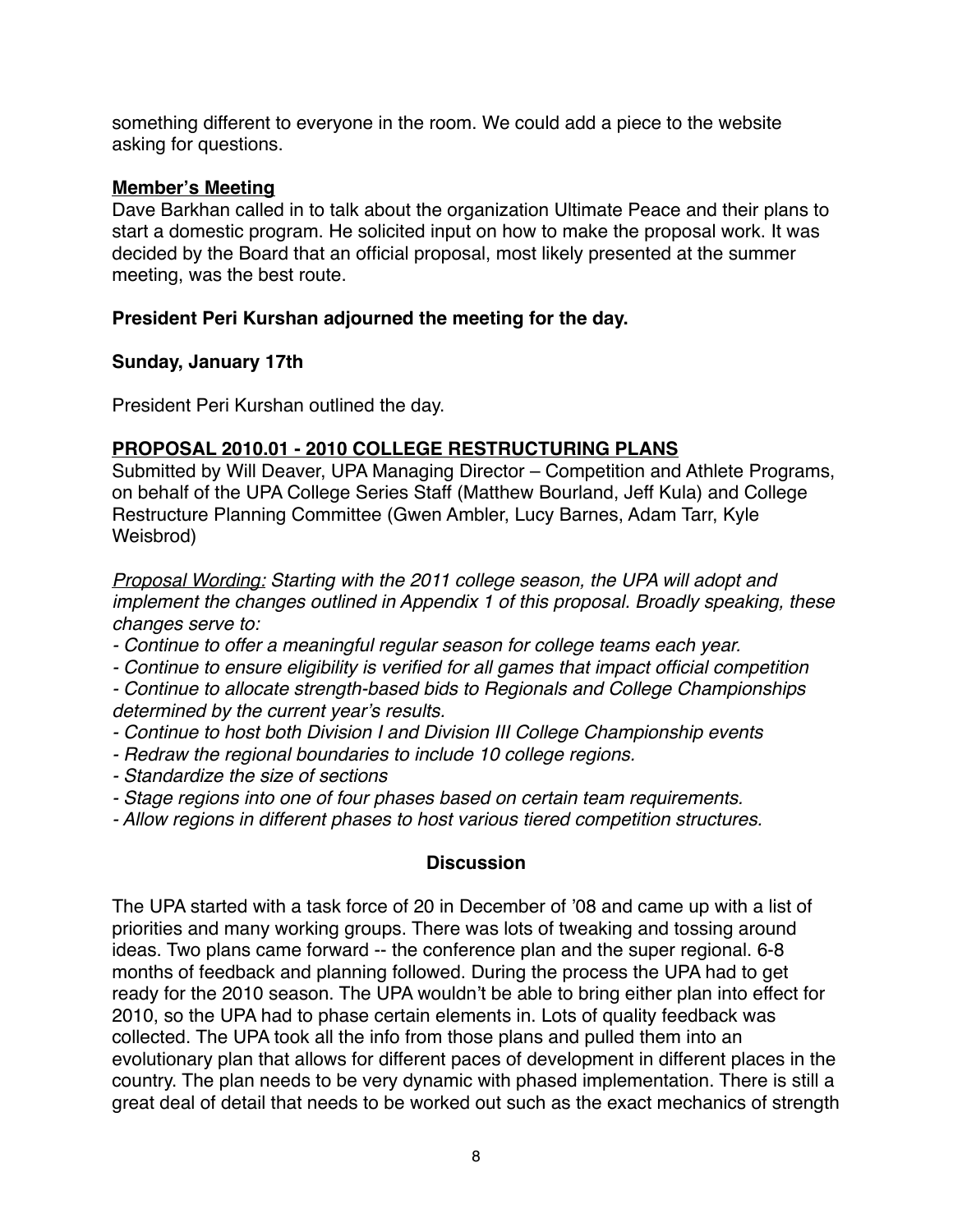something different to everyone in the room. We could add a piece to the website asking for questions.

**Member's Meeting**

Dave Barkhan called in to talk about the organization Ultimate Peace and their plans to start a domestic program. He solicited input on how to make the proposal work. It was decided by the Board that an official proposal, most likely presented at the summer meeting, was the best route.

**President Peri Kurshan adjourned the meeting for the day.**

**Sunday, January 17th**

President Peri Kurshan outlined the day.

**PROPOSAL 2010.01 - 2010 COLLEGE RESTRUCTURING PLANS**

Submitted by Will Deaver, UPA Managing Director – Competition and Athlete Programs, on behalf of the UPA College Series Staff (Matthew Bourland, Jeff Kula) and College Restructure Planning Committee (Gwen Ambler, Lucy Barnes, Adam Tarr, Kyle Weisbrod)

*Proposal Wording: Starting with the 2011 college season, the UPA will adopt and implement the changes outlined in Appendix 1 of this proposal. Broadly speaking, these changes serve to:*

- *Continue to offer a meaningful regular season for college teams each year.*
- *Continue to ensure eligibility is verified for all games that impact official competition*
- *Continue to allocate strength-based bids to Regionals and College Championships determined by the current year's results.*
- *Continue to host both Division I and Division III College Championship events*
- *Redraw the regional boundaries to include 10 college regions.*
- *Standardize the size of sections*
- *Stage regions into one of four phases based on certain team requirements.*
- *Allow regions in different phases to host various tiered competition structures.*

**Discussion**

The UPA started with a task force of 20 in December of '08 and came up with a list of priorities and many working groups. There was lots of tweaking and tossing around ideas. Two plans came forward -- the conference plan and the super regional. 6-8 months of feedback and planning followed. During the process the UPA had to get ready for the 2010 season. The UPA wouldn't be able to bring either plan into effect for 2010, so the UPA had to phase certain elements in. Lots of quality feedback was collected. The UPA took all the info from those plans and pulled them into an evolutionary plan that allows for different paces of development in different places in the country. The plan needs to be very dynamic with phased implementation. There is still a great deal of detail that needs to be worked out such as the exact mechanics of strength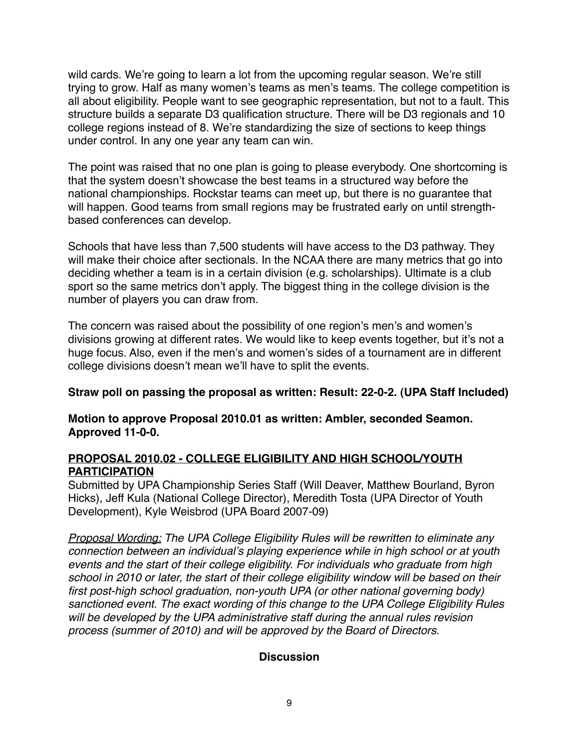wild cards. We're going to learn a lot from the upcoming regular season. We're still trying to grow. Half as many women's teams as men's teams. The college competition is all about eligibility. People want to see geographic representation, but not to a fault. This structure builds a separate D3 qualification structure. There will be D3 regionals and 10 college regions instead of 8. We're standardizing the size of sections to keep things under control. In any one year any team can win.

The point was raised that no one plan is going to please everybody. One shortcoming is that the system doesn't showcase the best teams in a structured way before the national championships. Rockstar teams can meet up, but there is no guarantee that will happen. Good teams from small regions may be frustrated early on until strength-based conferences can develop.

Schools that have less than 7,500 students will have access to the D3 pathway. They will make their choice after sectionals. In the NCAA there are many metrics that go into deciding whether a team is in a certain division (e.g. scholarships). Ultimate is a club sport so the same metrics don't apply. The biggest thing in the college division is the number of players you can draw from.

The concern was raised about the possibility of one region's men's and women's divisions growing at different rates. We would like to keep events together, but it's not a huge focus. Also, even if the men's and women's sides of a tournament are in different college divisions doesn't mean we'll have to split the events.

**Straw poll on passing the proposal as written: Result: 22-0-2. (UPA Staff Included)**

**Motion to approve Proposal 2010.01 as written: Ambler, seconded Seamon. Approved 11-0-0.**

**PROPOSAL 2010.02 - COLLEGE ELIGIBILITY AND HIGH SCHOOL/YOUTH PARTICIPATION**

Submitted by UPA Championship Series Staff (Will Deaver, Matthew Bourland, Byron Hicks), Jeff Kula (National College Director), Meredith Tosta (UPA Director of Youth Development), Kyle Weisbrod (UPA Board 2007-09)

*Proposal Wording: The UPA College Eligibility Rules will be rewritten to eliminate any connection between an individual's playing experience while in high school or at youth events and the start of their college eligibility. For individuals who graduate from high school in 2010 or later, the start of their college eligibility window will be based on their first post-high school graduation, non-youth UPA (or other national governing body) sanctioned event. The exact wording of this change to the UPA College Eligibility Rules will be developed by the UPA administrative staff during the annual rules revision process (summer of 2010) and will be approved by the Board of Directors.*

**Discussion**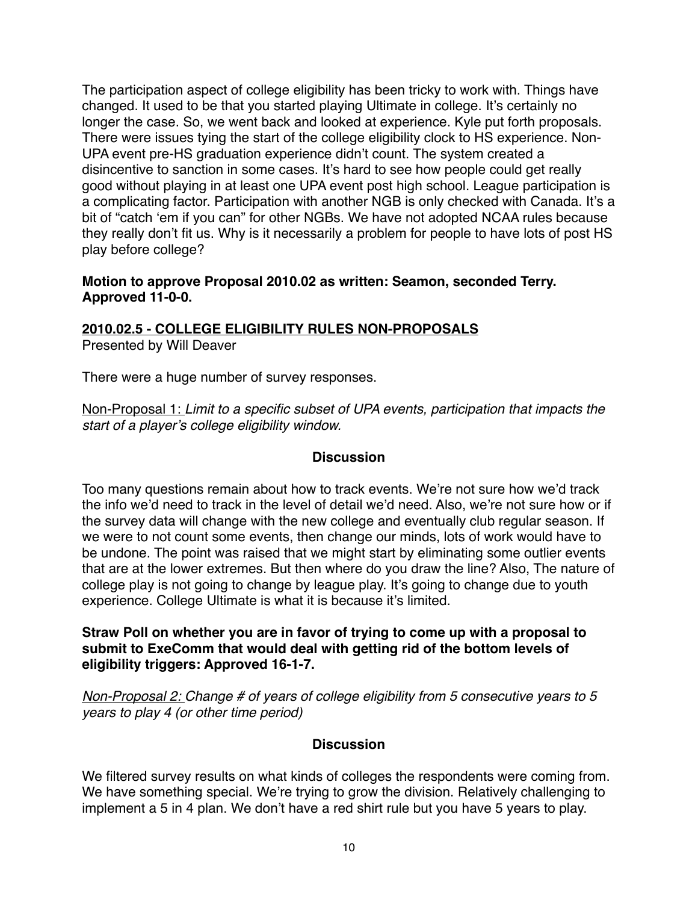The participation aspect of college eligibility has been tricky to work with. Things have changed. It used to be that you started playing Ultimate in college. It's certainly no longer the case. So, we went back and looked at experience. Kyle put forth proposals. There were issues tying the start of the college eligibility clock to HS experience. Non-UPA event pre-HS graduation experience didn't count. The system created a disincentive to sanction in some cases. It's hard to see how people could get really good without playing in at least one UPA event post high school. League participation is a complicating factor. Participation with another NGB is only checked with Canada. It's a bit of "catch 'em if you can" for other NGBs. We have not adopted NCAA rules because they really don't fit us. Why is it necessarily a problem for people to have lots of post HS play before college?

**Motion to approve Proposal 2010.02 as written: Seamon, seconded Terry. Approved 11-0-0.**

**2010.02.5 - COLLEGE ELIGIBILITY RULES NON-PROPOSALS**

Presented by Will Deaver

There were a huge number of survey responses.

Non-Proposal 1: *Limit to a specific subset of UPA events, participation that impacts the start of a player's college eligibility window.*

**Discussion**

Too many questions remain about how to track events. We're not sure how we'd track the info we'd need to track in the level of detail we'd need. Also, we're not sure how or if the survey data will change with the new college and eventually club regular season. If we were to not count some events, then change our minds, lots of work would have to be undone. The point was raised that we might start by eliminating some outlier events that are at the lower extremes. But then where do you draw the line? Also, The nature of college play is not going to change by league play. It's going to change due to youth experience. College Ultimate is what it is because it's limited.

**Straw Poll on whether you are in favor of trying to come up with a proposal to submit to ExeComm that would deal with getting rid of the bottom levels of eligibility triggers: Approved 16-1-7.**

*Non-Proposal 2: Change # of years of college eligibility from 5 consecutive years to 5 years to play 4 (or other time period)*

**Discussion**

We filtered survey results on what kinds of colleges the respondents were coming from. We have something special. We're trying to grow the division. Relatively challenging to implement a 5 in 4 plan. We don't have a red shirt rule but you have 5 years to play.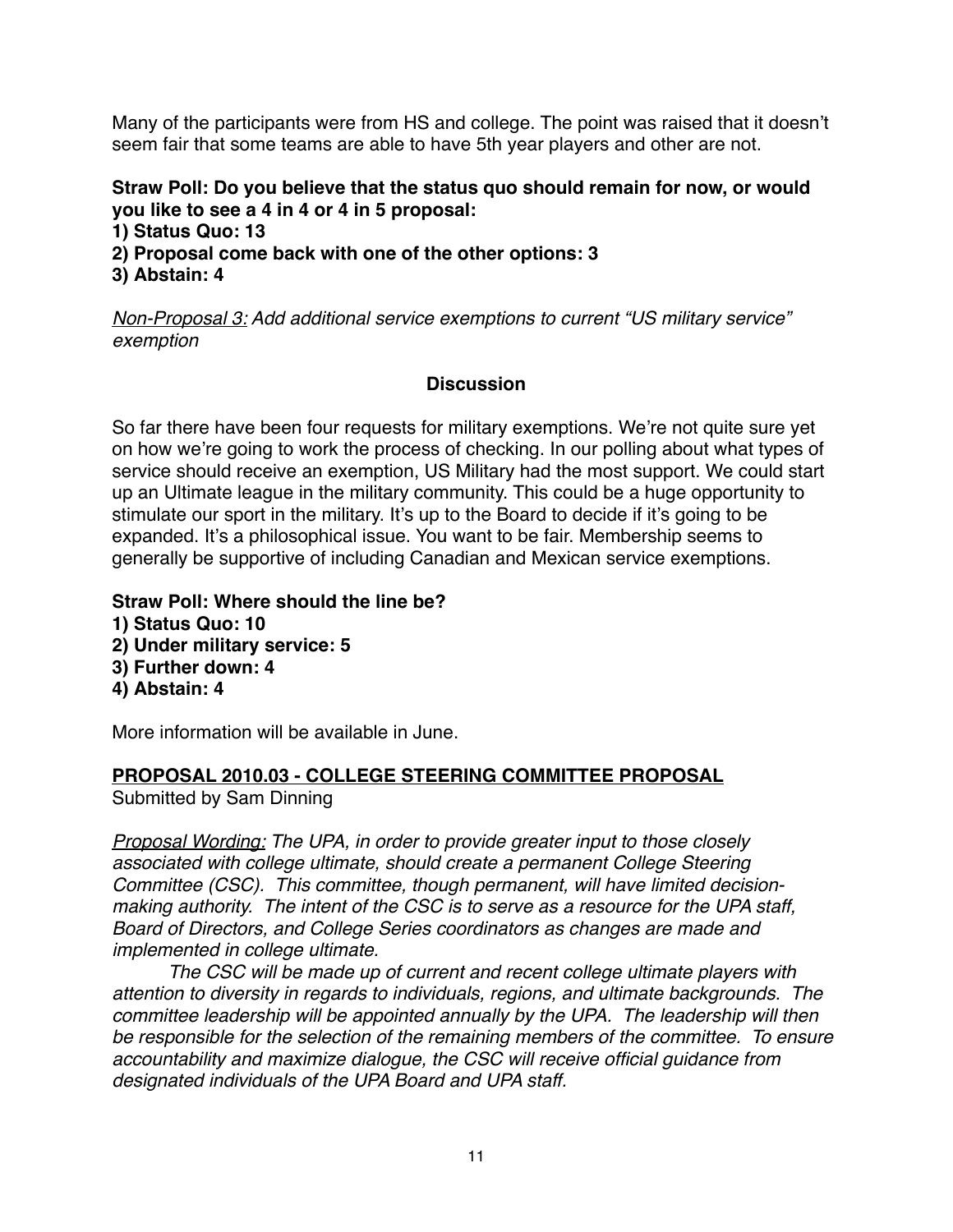Many of the participants were from HS and college. The point was raised that it doesn't seem fair that some teams are able to have 5th year players and other are not.

**Straw Poll: Do you believe that the status quo should remain for now, or would you like to see a 4 in 4 or 4 in 5 proposal:**
**1) Status Quo: 13**
**2) Proposal come back with one of the other options: 3**
**3) Abstain: 4**

*Non-Proposal 3: Add additional service exemptions to current "US military service" exemption*

**Discussion**

So far there have been four requests for military exemptions. We're not quite sure yet on how we're going to work the process of checking. In our polling about what types of service should receive an exemption, US Military had the most support. We could start up an Ultimate league in the military community. This could be a huge opportunity to stimulate our sport in the military. It's up to the Board to decide if it's going to be expanded. It's a philosophical issue. You want to be fair. Membership seems to generally be supportive of including Canadian and Mexican service exemptions.

**Straw Poll: Where should the line be?**
**1) Status Quo: 10**
**2) Under military service: 5**
**3) Further down: 4**
**4) Abstain: 4**

More information will be available in June.

**PROPOSAL 2010.03 - COLLEGE STEERING COMMITTEE PROPOSAL**
Submitted by Sam Dinning

*Proposal Wording: The UPA, in order to provide greater input to those closely associated with college ultimate, should create a permanent College Steering Committee (CSC). This committee, though permanent, will have limited decision-making authority. The intent of the CSC is to serve as a resource for the UPA staff, Board of Directors, and College Series coordinators as changes are made and implemented in college ultimate.*

*The CSC will be made up of current and recent college ultimate players with attention to diversity in regards to individuals, regions, and ultimate backgrounds. The committee leadership will be appointed annually by the UPA. The leadership will then be responsible for the selection of the remaining members of the committee. To ensure accountability and maximize dialogue, the CSC will receive official guidance from designated individuals of the UPA Board and UPA staff.*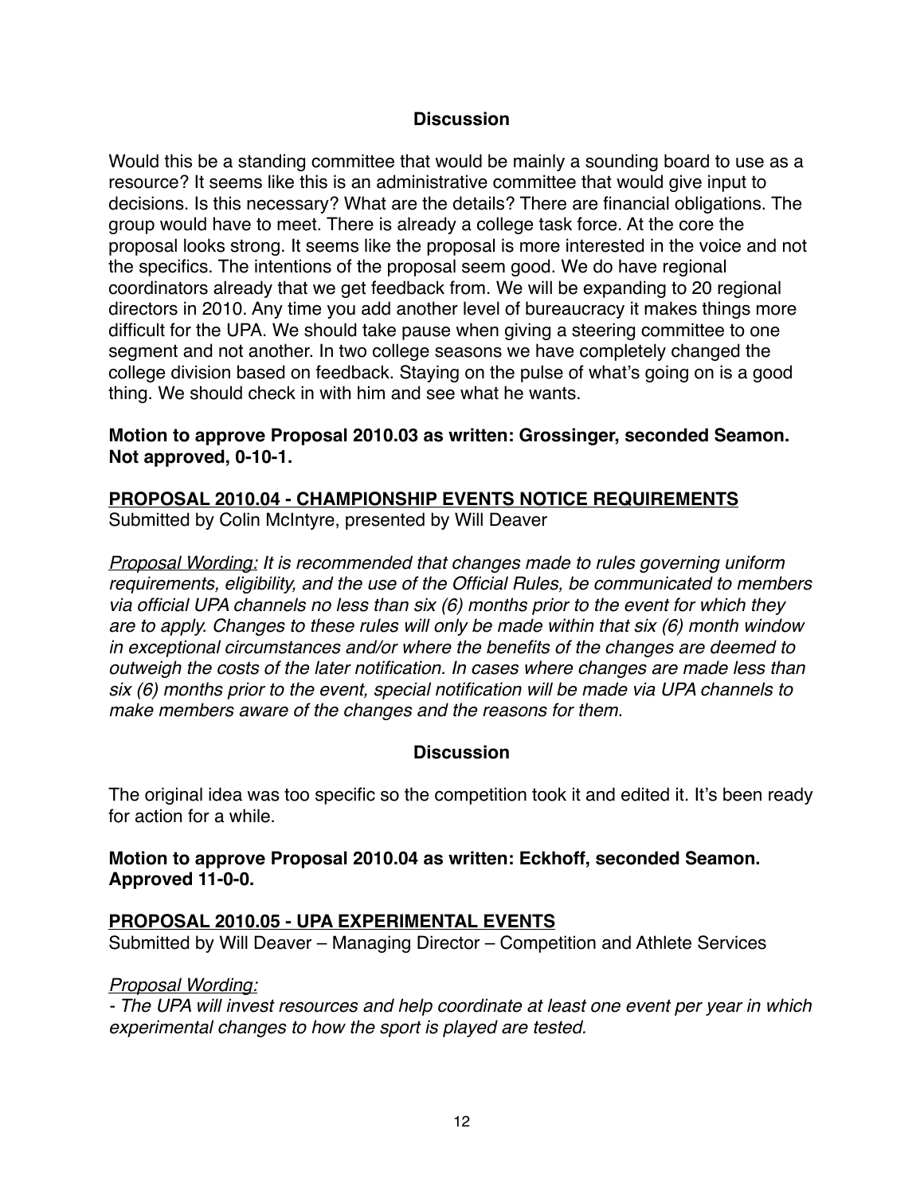### Discussion

Would this be a standing committee that would be mainly a sounding board to use as a resource? It seems like this is an administrative committee that would give input to decisions. Is this necessary? What are the details? There are financial obligations. The group would have to meet. There is already a college task force. At the core the proposal looks strong. It seems like the proposal is more interested in the voice and not the specifics. The intentions of the proposal seem good. We do have regional coordinators already that we get feedback from. We will be expanding to 20 regional directors in 2010. Any time you add another level of bureaucracy it makes things more difficult for the UPA. We should take pause when giving a steering committee to one segment and not another. In two college seasons we have completely changed the college division based on feedback. Staying on the pulse of what's going on is a good thing. We should check in with him and see what he wants.

**Motion to approve Proposal 2010.03 as written: Grossinger, seconded Seamon. Not approved, 0-10-1.**

**PROPOSAL 2010.04 - CHAMPIONSHIP EVENTS NOTICE REQUIREMENTS**

Submitted by Colin McIntyre, presented by Will Deaver

Proposal Wording: *It is recommended that changes made to rules governing uniform requirements, eligibility, and the use of the Official Rules, be communicated to members via official UPA channels no less than six (6) months prior to the event for which they are to apply. Changes to these rules will only be made within that six (6) month window in exceptional circumstances and/or where the benefits of the changes are deemed to outweigh the costs of the later notification. In cases where changes are made less than six (6) months prior to the event, special notification will be made via UPA channels to make members aware of the changes and the reasons for them.*

### Discussion

The original idea was too specific so the competition took it and edited it. It's been ready for action for a while.

**Motion to approve Proposal 2010.04 as written: Eckhoff, seconded Seamon. Approved 11-0-0.**

**PROPOSAL 2010.05 - UPA EXPERIMENTAL EVENTS**

Submitted by Will Deaver – Managing Director – Competition and Athlete Services

Proposal Wording:

*- The UPA will invest resources and help coordinate at least one event per year in which experimental changes to how the sport is played are tested.*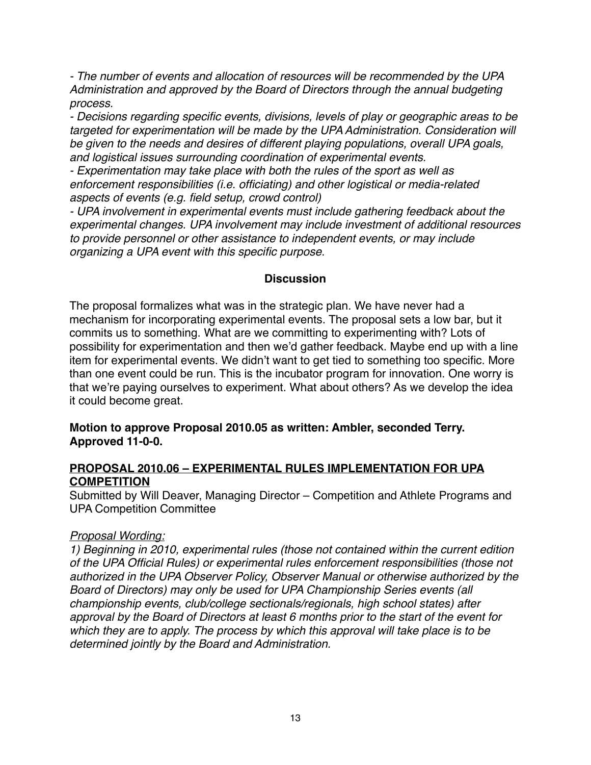*- The number of events and allocation of resources will be recommended by the UPA Administration and approved by the Board of Directors through the annual budgeting process.*

*- Decisions regarding specific events, divisions, levels of play or geographic areas to be targeted for experimentation will be made by the UPA Administration. Consideration will be given to the needs and desires of different playing populations, overall UPA goals, and logistical issues surrounding coordination of experimental events.*

*- Experimentation may take place with both the rules of the sport as well as enforcement responsibilities (i.e. officiating) and other logistical or media-related aspects of events (e.g. field setup, crowd control)*

*- UPA involvement in experimental events must include gathering feedback about the experimental changes. UPA involvement may include investment of additional resources to provide personnel or other assistance to independent events, or may include organizing a UPA event with this specific purpose.*

### Discussion

The proposal formalizes what was in the strategic plan. We have never had a mechanism for incorporating experimental events. The proposal sets a low bar, but it commits us to something. What are we committing to experimenting with? Lots of possibility for experimentation and then we'd gather feedback. Maybe end up with a line item for experimental events. We didn't want to get tied to something too specific. More than one event could be run. This is the incubator program for innovation. One worry is that we're paying ourselves to experiment. What about others? As we develop the idea it could become great.

**Motion to approve Proposal 2010.05 as written: Ambler, seconded Terry. Approved 11-0-0.**

## PROPOSAL 2010.06 – EXPERIMENTAL RULES IMPLEMENTATION FOR UPA COMPETITION

Submitted by Will Deaver, Managing Director – Competition and Athlete Programs and UPA Competition Committee

*Proposal Wording:*

*1) Beginning in 2010, experimental rules (those not contained within the current edition of the UPA Official Rules) or experimental rules enforcement responsibilities (those not authorized in the UPA Observer Policy, Observer Manual or otherwise authorized by the Board of Directors) may only be used for UPA Championship Series events (all championship events, club/college sectionals/regionals, high school states) after approval by the Board of Directors at least 6 months prior to the start of the event for which they are to apply. The process by which this approval will take place is to be determined jointly by the Board and Administration.*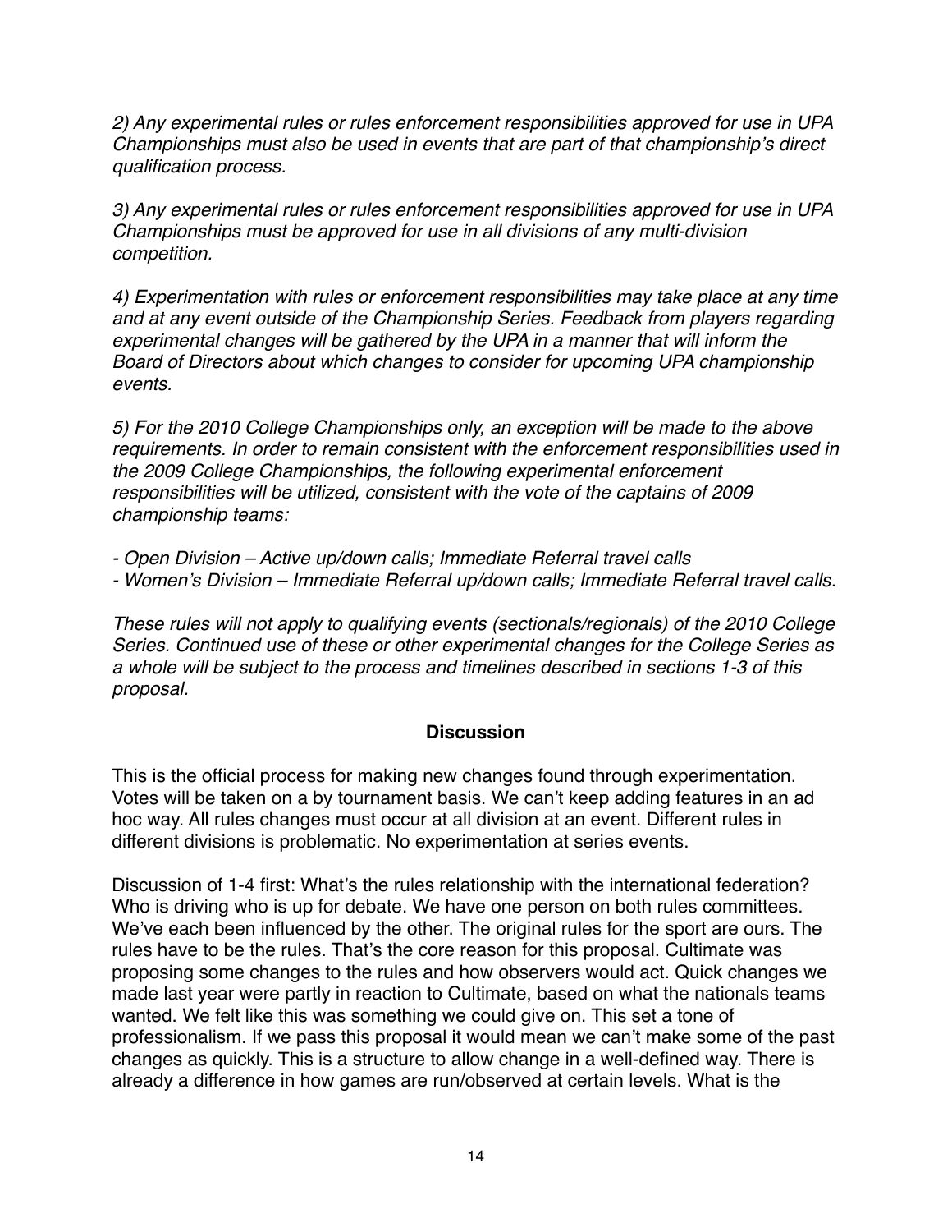*2) Any experimental rules or rules enforcement responsibilities approved for use in UPA Championships must also be used in events that are part of that championship's direct qualification process.*

*3) Any experimental rules or rules enforcement responsibilities approved for use in UPA Championships must be approved for use in all divisions of any multi-division competition.*

*4) Experimentation with rules or enforcement responsibilities may take place at any time and at any event outside of the Championship Series. Feedback from players regarding experimental changes will be gathered by the UPA in a manner that will inform the Board of Directors about which changes to consider for upcoming UPA championship events.*

*5) For the 2010 College Championships only, an exception will be made to the above requirements. In order to remain consistent with the enforcement responsibilities used in the 2009 College Championships, the following experimental enforcement responsibilities will be utilized, consistent with the vote of the captains of 2009 championship teams:*

*- Open Division – Active up/down calls; Immediate Referral travel calls*
*- Women's Division – Immediate Referral up/down calls; Immediate Referral travel calls.*

*These rules will not apply to qualifying events (sectionals/regionals) of the 2010 College Series. Continued use of these or other experimental changes for the College Series as a whole will be subject to the process and timelines described in sections 1-3 of this proposal.*

**Discussion**

This is the official process for making new changes found through experimentation. Votes will be taken on a by tournament basis. We can't keep adding features in an ad hoc way. All rules changes must occur at all division at an event. Different rules in different divisions is problematic. No experimentation at series events.

Discussion of 1-4 first: What's the rules relationship with the international federation? Who is driving who is up for debate. We have one person on both rules committees. We've each been influenced by the other. The original rules for the sport are ours. The rules have to be the rules. That's the core reason for this proposal. Cultimate was proposing some changes to the rules and how observers would act. Quick changes we made last year were partly in reaction to Cultimate, based on what the nationals teams wanted. We felt like this was something we could give on. This set a tone of professionalism. If we pass this proposal it would mean we can't make some of the past changes as quickly. This is a structure to allow change in a well-defined way. There is already a difference in how games are run/observed at certain levels. What is the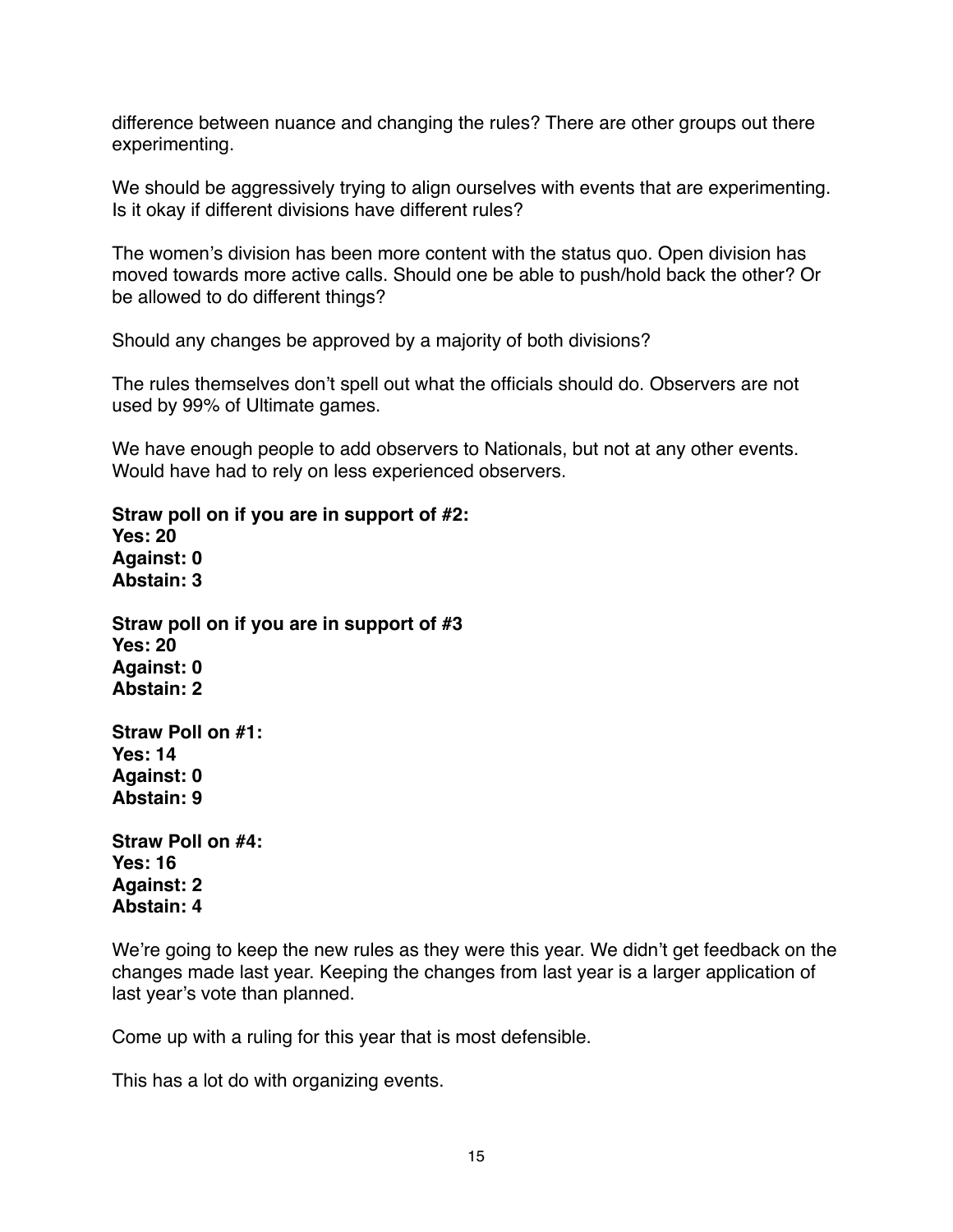difference between nuance and changing the rules? There are other groups out there experimenting.

We should be aggressively trying to align ourselves with events that are experimenting. Is it okay if different divisions have different rules?

The women's division has been more content with the status quo. Open division has moved towards more active calls. Should one be able to push/hold back the other? Or be allowed to do different things?

Should any changes be approved by a majority of both divisions?

The rules themselves don't spell out what the officials should do. Observers are not used by 99% of Ultimate games.

We have enough people to add observers to Nationals, but not at any other events. Would have had to rely on less experienced observers.

**Straw poll on if you are in support of #2:**
**Yes: 20**
**Against: 0**
**Abstain: 3**

**Straw poll on if you are in support of #3**
**Yes: 20**
**Against: 0**
**Abstain: 2**

**Straw Poll on #1:**
**Yes: 14**
**Against: 0**
**Abstain: 9**

**Straw Poll on #4:**
**Yes: 16**
**Against: 2**
**Abstain: 4**

We're going to keep the new rules as they were this year. We didn't get feedback on the changes made last year. Keeping the changes from last year is a larger application of last year's vote than planned.

Come up with a ruling for this year that is most defensible.

This has a lot do with organizing events.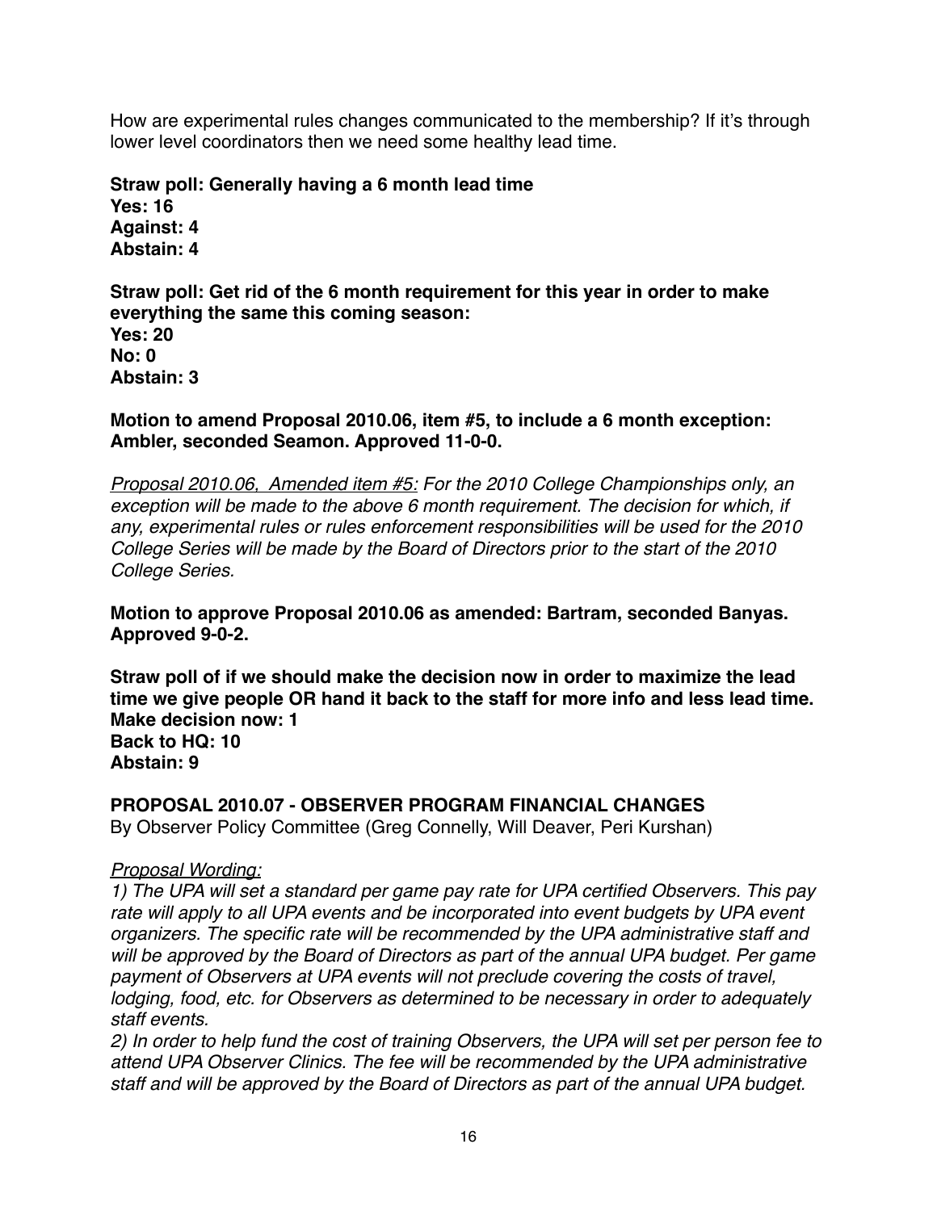How are experimental rules changes communicated to the membership? If it's through lower level coordinators then we need some healthy lead time.

**Straw poll: Generally having a 6 month lead time**
**Yes: 16**
**Against: 4**
**Abstain: 4**

**Straw poll: Get rid of the 6 month requirement for this year in order to make everything the same this coming season:**
**Yes: 20**
**No: 0**
**Abstain: 3**

**Motion to amend Proposal 2010.06, item #5, to include a 6 month exception: Ambler, seconded Seamon. Approved 11-0-0.**

*<u>Proposal 2010.06, Amended item #5:</u> For the 2010 College Championships only, an exception will be made to the above 6 month requirement. The decision for which, if any, experimental rules or rules enforcement responsibilities will be used for the 2010 College Series will be made by the Board of Directors prior to the start of the 2010 College Series.*

**Motion to approve Proposal 2010.06 as amended: Bartram, seconded Banyas. Approved 9-0-2.**

**Straw poll of if we should make the decision now in order to maximize the lead time we give people OR hand it back to the staff for more info and less lead time.**
**Make decision now: 1**
**Back to HQ: 10**
**Abstain: 9**

**PROPOSAL 2010.07 - OBSERVER PROGRAM FINANCIAL CHANGES**
By Observer Policy Committee (Greg Connelly, Will Deaver, Peri Kurshan)

*<u>Proposal Wording:</u>*
*1) The UPA will set a standard per game pay rate for UPA certified Observers. This pay rate will apply to all UPA events and be incorporated into event budgets by UPA event organizers. The specific rate will be recommended by the UPA administrative staff and will be approved by the Board of Directors as part of the annual UPA budget. Per game payment of Observers at UPA events will not preclude covering the costs of travel, lodging, food, etc. for Observers as determined to be necessary in order to adequately staff events.*
*2) In order to help fund the cost of training Observers, the UPA will set per person fee to attend UPA Observer Clinics. The fee will be recommended by the UPA administrative staff and will be approved by the Board of Directors as part of the annual UPA budget.*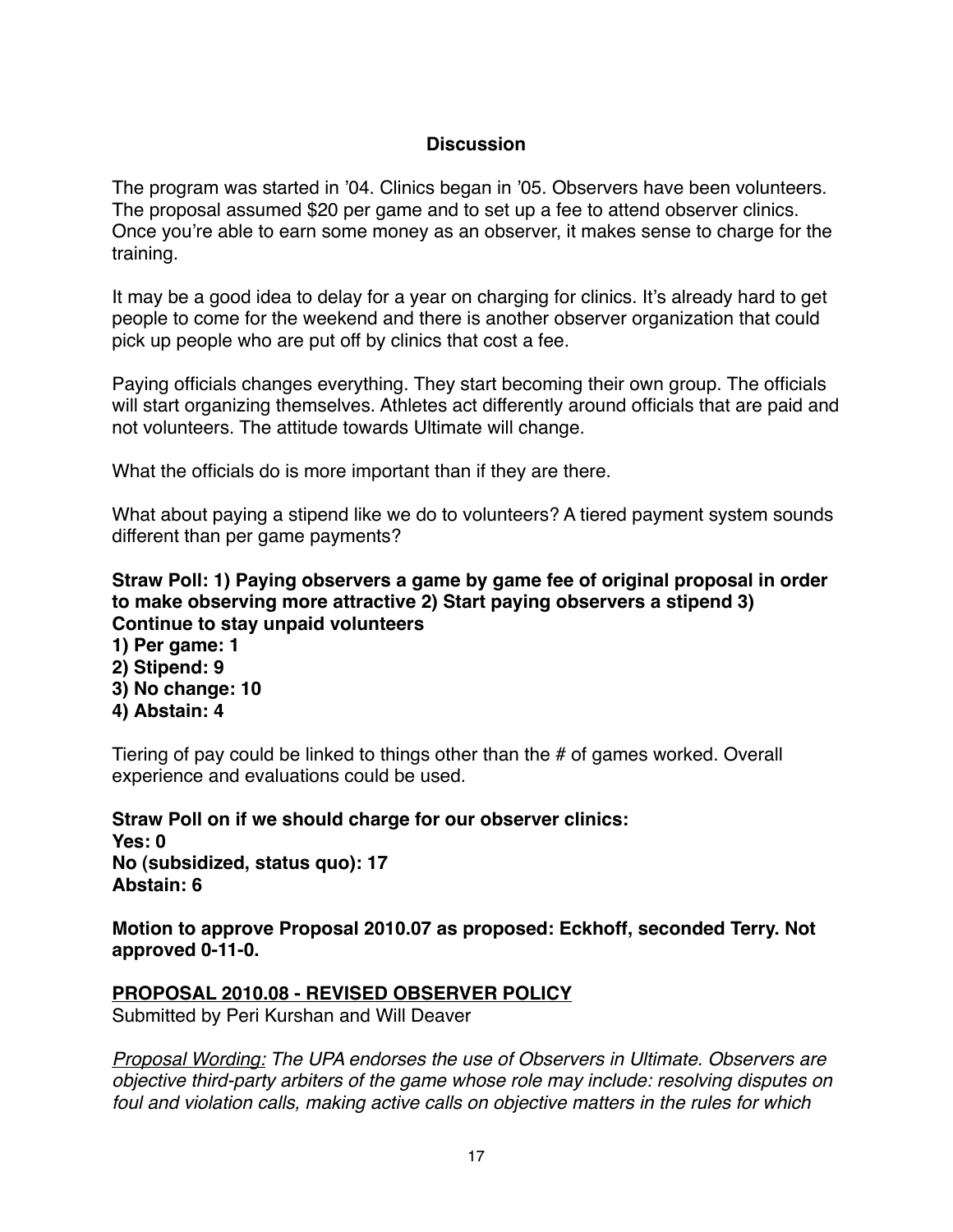**Discussion**

The program was started in '04. Clinics began in '05. Observers have been volunteers. The proposal assumed $20 per game and to set up a fee to attend observer clinics. Once you're able to earn some money as an observer, it makes sense to charge for the training.

It may be a good idea to delay for a year on charging for clinics. It's already hard to get people to come for the weekend and there is another observer organization that could pick up people who are put off by clinics that cost a fee.

Paying officials changes everything. They start becoming their own group. The officials will start organizing themselves. Athletes act differently around officials that are paid and not volunteers. The attitude towards Ultimate will change.

What the officials do is more important than if they are there.

What about paying a stipend like we do to volunteers? A tiered payment system sounds different than per game payments?

**Straw Poll: 1) Paying observers a game by game fee of original proposal in order to make observing more attractive 2) Start paying observers a stipend 3) Continue to stay unpaid volunteers**
**1) Per game: 1**
**2) Stipend: 9**
**3) No change: 10**
**4) Abstain: 4**

Tiering of pay could be linked to things other than the # of games worked. Overall experience and evaluations could be used.

**Straw Poll on if we should charge for our observer clinics:**
**Yes: 0**
**No (subsidized, status quo): 17**
**Abstain: 6**

**Motion to approve Proposal 2010.07 as proposed: Eckhoff, seconded Terry. Not approved 0-11-0.**

**PROPOSAL 2010.08 - REVISED OBSERVER POLICY**

Submitted by Peri Kurshan and Will Deaver

*Proposal Wording: The UPA endorses the use of Observers in Ultimate. Observers are objective third-party arbiters of the game whose role may include: resolving disputes on foul and violation calls, making active calls on objective matters in the rules for which*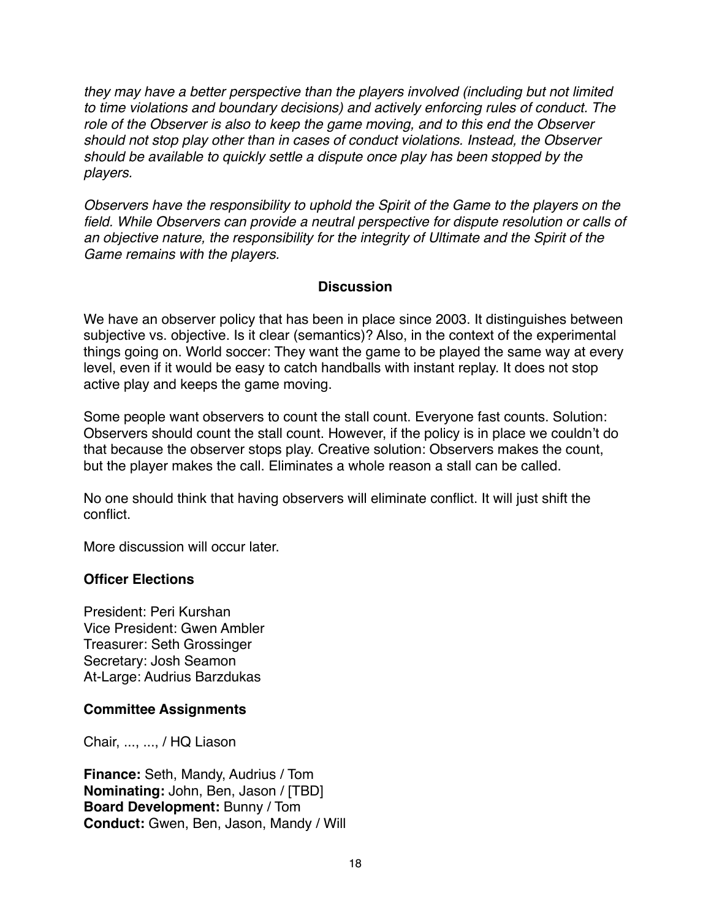*they may have a better perspective than the players involved (including but not limited to time violations and boundary decisions) and actively enforcing rules of conduct. The role of the Observer is also to keep the game moving, and to this end the Observer should not stop play other than in cases of conduct violations. Instead, the Observer should be available to quickly settle a dispute once play has been stopped by the players.*

*Observers have the responsibility to uphold the Spirit of the Game to the players on the field. While Observers can provide a neutral perspective for dispute resolution or calls of an objective nature, the responsibility for the integrity of Ultimate and the Spirit of the Game remains with the players.*

**Discussion**

We have an observer policy that has been in place since 2003. It distinguishes between subjective vs. objective. Is it clear (semantics)? Also, in the context of the experimental things going on. World soccer: They want the game to be played the same way at every level, even if it would be easy to catch handballs with instant replay. It does not stop active play and keeps the game moving.

Some people want observers to count the stall count. Everyone fast counts. Solution: Observers should count the stall count. However, if the policy is in place we couldn't do that because the observer stops play. Creative solution: Observers makes the count, but the player makes the call. Eliminates a whole reason a stall can be called.

No one should think that having observers will eliminate conflict. It will just shift the conflict.

More discussion will occur later.

### Officer Elections

President: Peri Kurshan
Vice President: Gwen Ambler
Treasurer: Seth Grossinger
Secretary: Josh Seamon
At-Large: Audrius Barzdukas

### Committee Assignments

Chair, ..., ..., / HQ Liason

**Finance:** Seth, Mandy, Audrius / Tom
**Nominating:** John, Ben, Jason / [TBD]
**Board Development:** Bunny / Tom
**Conduct:** Gwen, Ben, Jason, Mandy / Will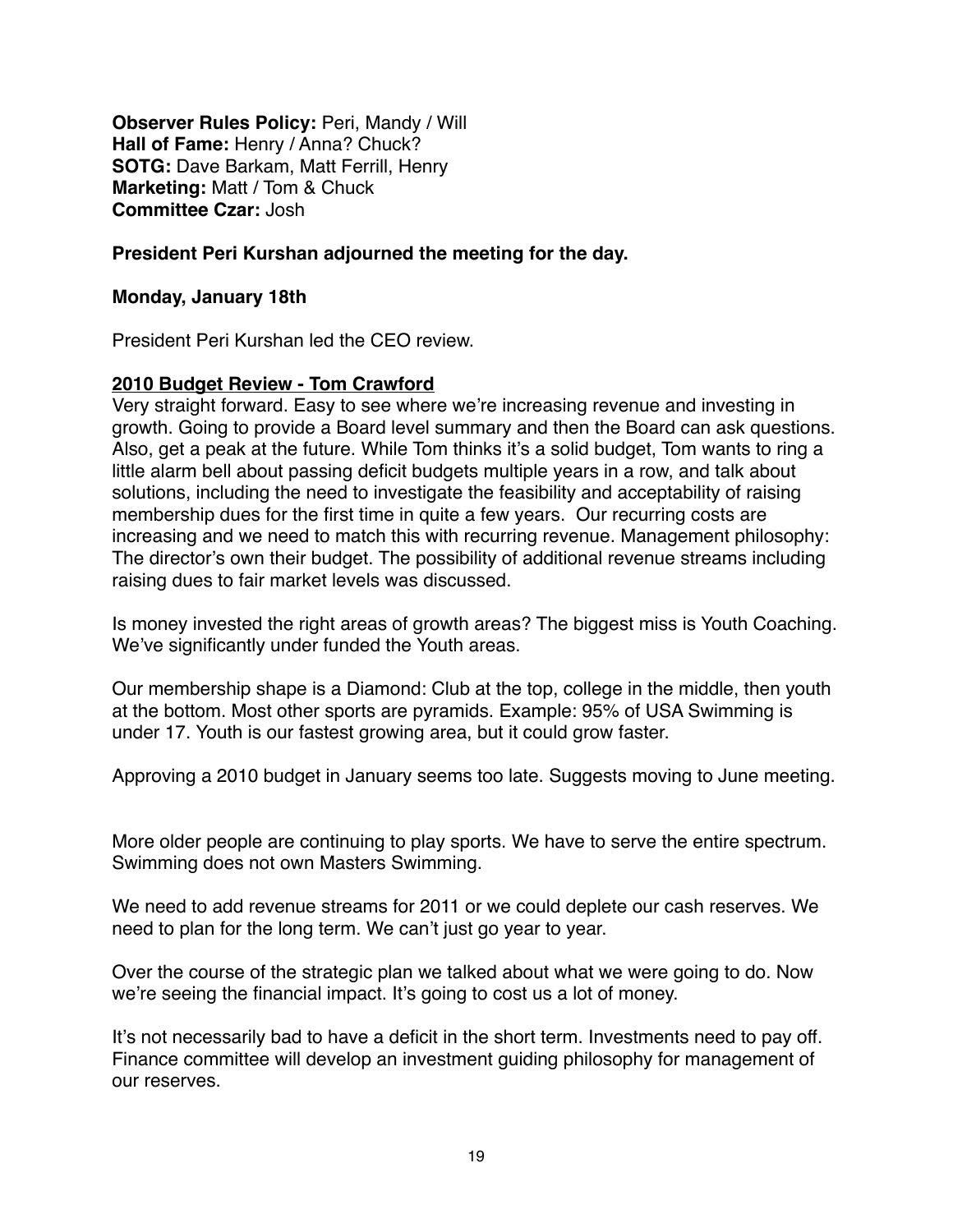**Observer Rules Policy:** Peri, Mandy / Will
**Hall of Fame:** Henry / Anna? Chuck?
**SOTG:** Dave Barkam, Matt Ferrill, Henry
**Marketing:** Matt / Tom & Chuck
**Committee Czar:** Josh

**President Peri Kurshan adjourned the meeting for the day.**

**Monday, January 18th**

President Peri Kurshan led the CEO review.

**2010 Budget Review - Tom Crawford**

Very straight forward. Easy to see where we're increasing revenue and investing in growth. Going to provide a Board level summary and then the Board can ask questions. Also, get a peak at the future. While Tom thinks it's a solid budget, Tom wants to ring a little alarm bell about passing deficit budgets multiple years in a row, and talk about solutions, including the need to investigate the feasibility and acceptability of raising membership dues for the first time in quite a few years. Our recurring costs are increasing and we need to match this with recurring revenue. Management philosophy: The director's own their budget. The possibility of additional revenue streams including raising dues to fair market levels was discussed.

Is money invested the right areas of growth areas? The biggest miss is Youth Coaching. We've significantly under funded the Youth areas.

Our membership shape is a Diamond: Club at the top, college in the middle, then youth at the bottom. Most other sports are pyramids. Example: 95% of USA Swimming is under 17. Youth is our fastest growing area, but it could grow faster.

Approving a 2010 budget in January seems too late. Suggests moving to June meeting.

More older people are continuing to play sports. We have to serve the entire spectrum. Swimming does not own Masters Swimming.

We need to add revenue streams for 2011 or we could deplete our cash reserves. We need to plan for the long term. We can't just go year to year.

Over the course of the strategic plan we talked about what we were going to do. Now we're seeing the financial impact. It's going to cost us a lot of money.

It's not necessarily bad to have a deficit in the short term. Investments need to pay off. Finance committee will develop an investment guiding philosophy for management of our reserves.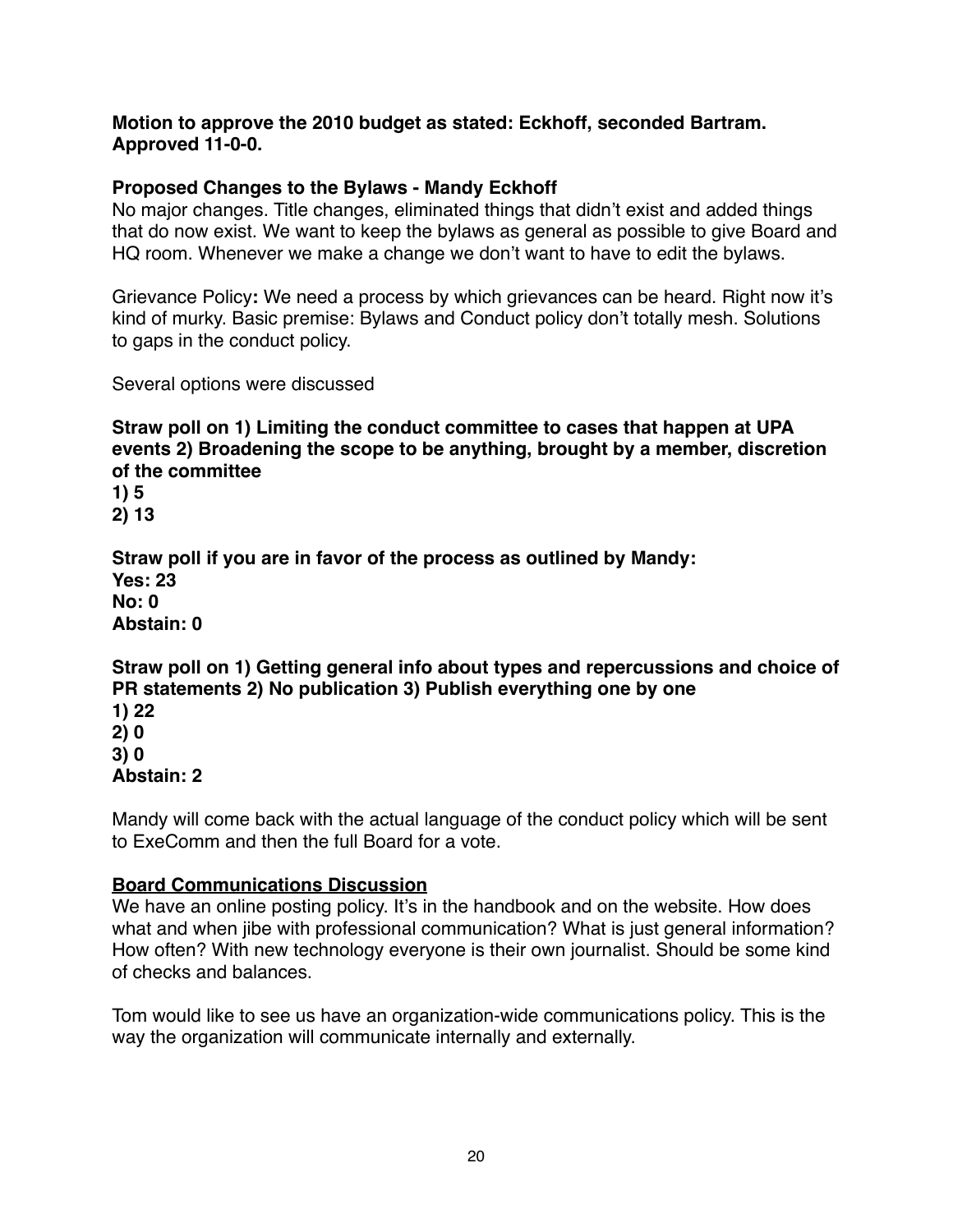**Motion to approve the 2010 budget as stated: Eckhoff, seconded Bartram. Approved 11-0-0.**

**Proposed Changes to the Bylaws - Mandy Eckhoff**

No major changes. Title changes, eliminated things that didn't exist and added things that do now exist. We want to keep the bylaws as general as possible to give Board and HQ room. Whenever we make a change we don't want to have to edit the bylaws.

Grievance Policy**:** We need a process by which grievances can be heard. Right now it's kind of murky. Basic premise: Bylaws and Conduct policy don't totally mesh. Solutions to gaps in the conduct policy.

Several options were discussed

**Straw poll on 1) Limiting the conduct committee to cases that happen at UPA events 2) Broadening the scope to be anything, brought by a member, discretion of the committee**
**1) 5**
**2) 13**

**Straw poll if you are in favor of the process as outlined by Mandy:**
**Yes: 23**
**No: 0**
**Abstain: 0**

**Straw poll on 1) Getting general info about types and repercussions and choice of PR statements 2) No publication 3) Publish everything one by one**
**1) 22**
**2) 0**
**3) 0**
**Abstain: 2**

Mandy will come back with the actual language of the conduct policy which will be sent to ExeComm and then the full Board for a vote.

**Board Communications Discussion**

We have an online posting policy. It's in the handbook and on the website. How does what and when jibe with professional communication? What is just general information? How often? With new technology everyone is their own journalist. Should be some kind of checks and balances.

Tom would like to see us have an organization-wide communications policy. This is the way the organization will communicate internally and externally.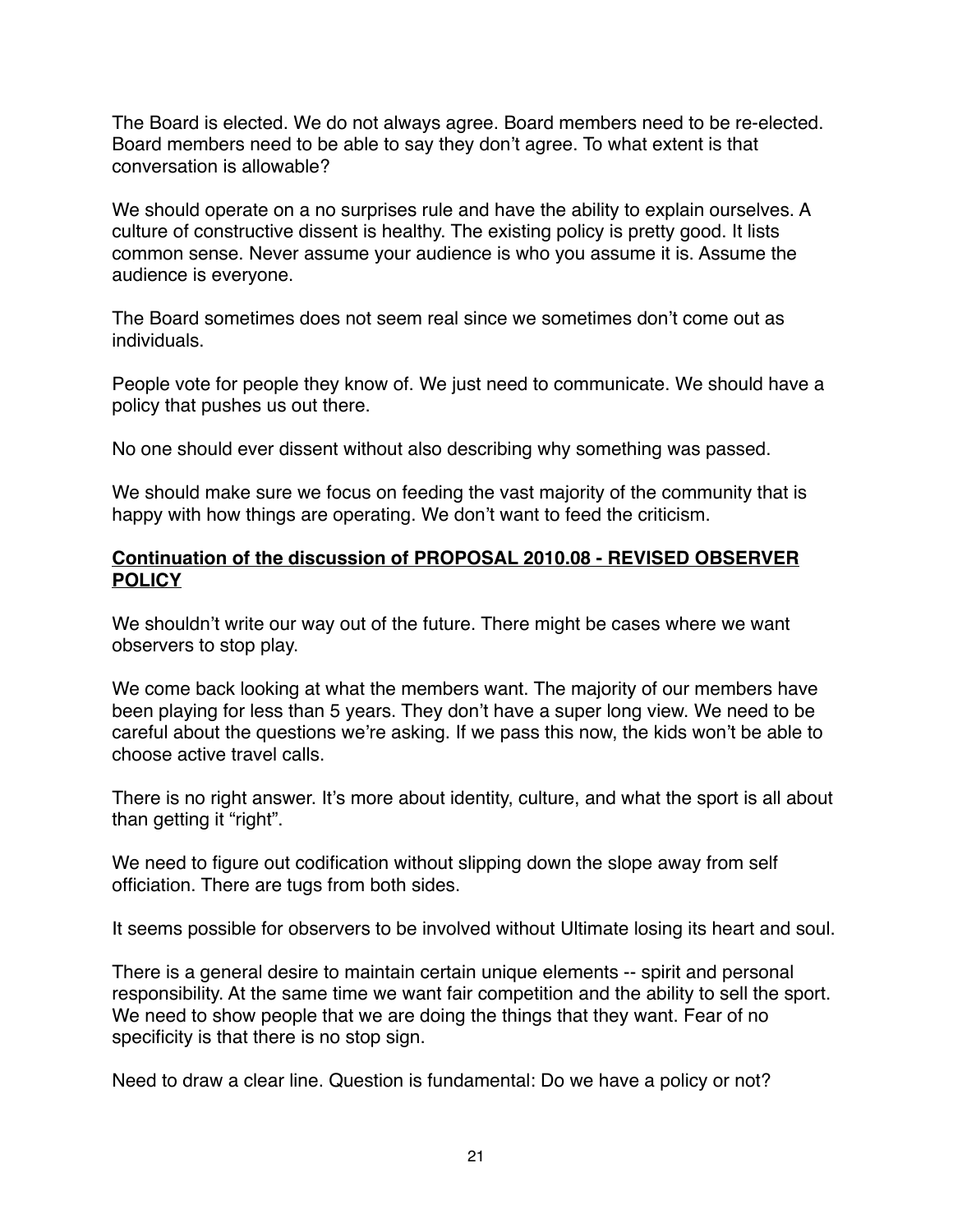The Board is elected. We do not always agree. Board members need to be re-elected. Board members need to be able to say they don't agree. To what extent is that conversation is allowable?

We should operate on a no surprises rule and have the ability to explain ourselves. A culture of constructive dissent is healthy. The existing policy is pretty good. It lists common sense. Never assume your audience is who you assume it is. Assume the audience is everyone.

The Board sometimes does not seem real since we sometimes don't come out as individuals.

People vote for people they know of. We just need to communicate. We should have a policy that pushes us out there.

No one should ever dissent without also describing why something was passed.

We should make sure we focus on feeding the vast majority of the community that is happy with how things are operating. We don't want to feed the criticism.

**Continuation of the discussion of PROPOSAL 2010.08 - REVISED OBSERVER POLICY**

We shouldn't write our way out of the future. There might be cases where we want observers to stop play.

We come back looking at what the members want. The majority of our members have been playing for less than 5 years. They don't have a super long view. We need to be careful about the questions we're asking. If we pass this now, the kids won't be able to choose active travel calls.

There is no right answer. It's more about identity, culture, and what the sport is all about than getting it "right".

We need to figure out codification without slipping down the slope away from self officiation. There are tugs from both sides.

It seems possible for observers to be involved without Ultimate losing its heart and soul.

There is a general desire to maintain certain unique elements -- spirit and personal responsibility. At the same time we want fair competition and the ability to sell the sport. We need to show people that we are doing the things that they want. Fear of no specificity is that there is no stop sign.

Need to draw a clear line. Question is fundamental: Do we have a policy or not?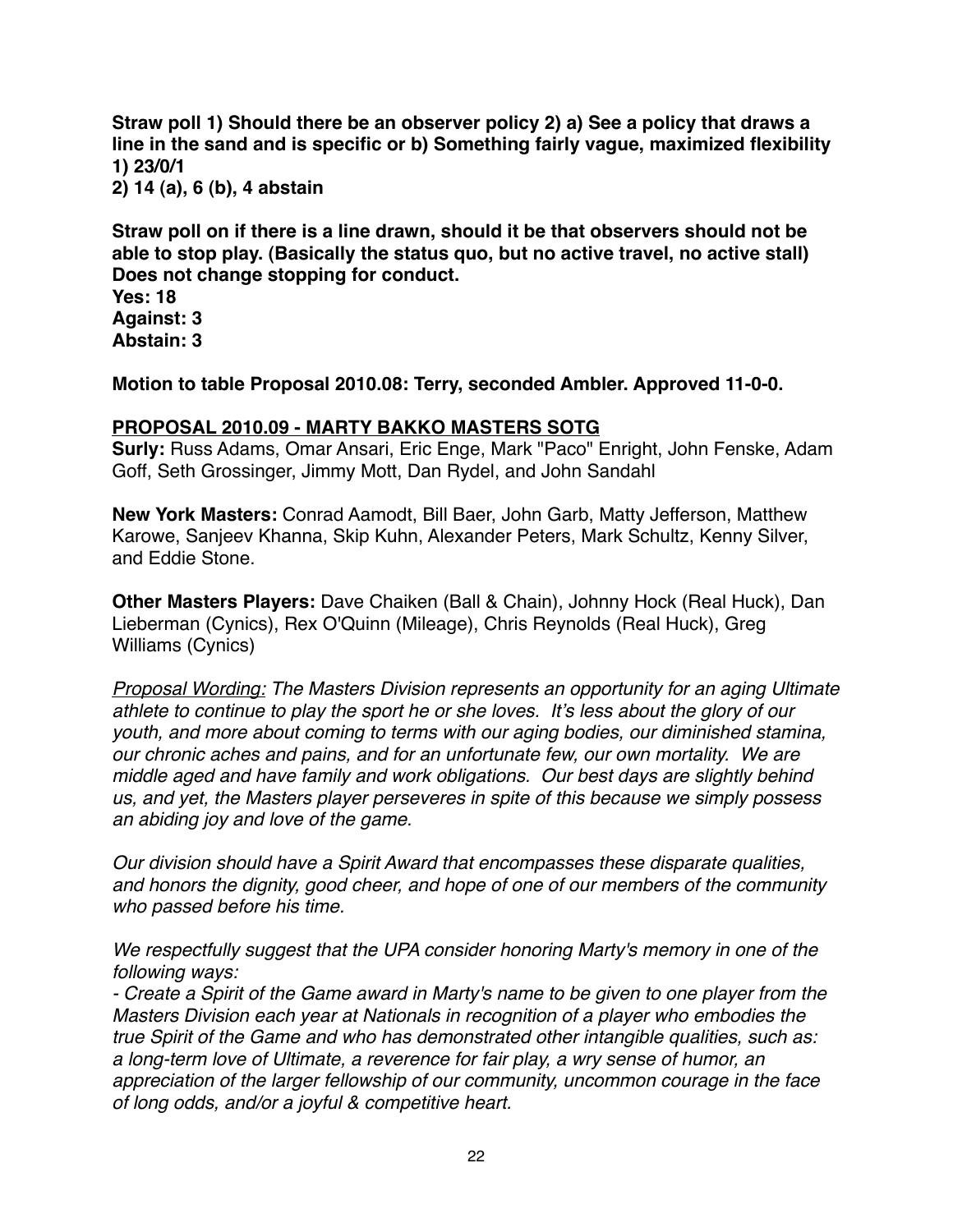**Straw poll 1) Should there be an observer policy 2) a) See a policy that draws a line in the sand and is specific or b) Something fairly vague, maximized flexibility**
**1) 23/0/1**
**2) 14 (a), 6 (b), 4 abstain**

**Straw poll on if there is a line drawn, should it be that observers should not be able to stop play. (Basically the status quo, but no active travel, no active stall) Does not change stopping for conduct.**
**Yes: 18**
**Against: 3**
**Abstain: 3**

**Motion to table Proposal 2010.08: Terry, seconded Ambler. Approved 11-0-0.**

**PROPOSAL 2010.09 - MARTY BAKKO MASTERS SOTG**

**Surly:** Russ Adams, Omar Ansari, Eric Enge, Mark "Paco" Enright, John Fenske, Adam Goff, Seth Grossinger, Jimmy Mott, Dan Rydel, and John Sandahl

**New York Masters:** Conrad Aamodt, Bill Baer, John Garb, Matty Jefferson, Matthew Karowe, Sanjeev Khanna, Skip Kuhn, Alexander Peters, Mark Schultz, Kenny Silver, and Eddie Stone.

**Other Masters Players:** Dave Chaiken (Ball & Chain), Johnny Hock (Real Huck), Dan Lieberman (Cynics), Rex O'Quinn (Mileage), Chris Reynolds (Real Huck), Greg Williams (Cynics)

*Proposal Wording: The Masters Division represents an opportunity for an aging Ultimate athlete to continue to play the sport he or she loves. It's less about the glory of our youth, and more about coming to terms with our aging bodies, our diminished stamina, our chronic aches and pains, and for an unfortunate few, our own mortality. We are middle aged and have family and work obligations. Our best days are slightly behind us, and yet, the Masters player perseveres in spite of this because we simply possess an abiding joy and love of the game.*

*Our division should have a Spirit Award that encompasses these disparate qualities, and honors the dignity, good cheer, and hope of one of our members of the community who passed before his time.*

*We respectfully suggest that the UPA consider honoring Marty's memory in one of the following ways:*

*- Create a Spirit of the Game award in Marty's name to be given to one player from the Masters Division each year at Nationals in recognition of a player who embodies the true Spirit of the Game and who has demonstrated other intangible qualities, such as: a long-term love of Ultimate, a reverence for fair play, a wry sense of humor, an appreciation of the larger fellowship of our community, uncommon courage in the face of long odds, and/or a joyful & competitive heart.*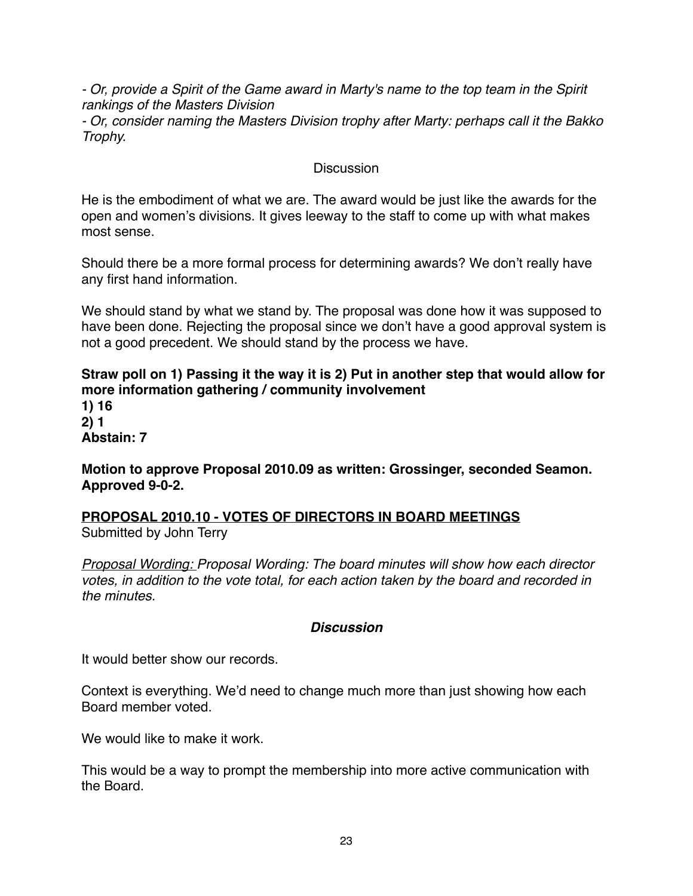*- Or, provide a Spirit of the Game award in Marty's name to the top team in the Spirit rankings of the Masters Division*
*- Or, consider naming the Masters Division trophy after Marty: perhaps call it the Bakko Trophy.*

Discussion

He is the embodiment of what we are. The award would be just like the awards for the open and women's divisions. It gives leeway to the staff to come up with what makes most sense.

Should there be a more formal process for determining awards? We don't really have any first hand information.

We should stand by what we stand by. The proposal was done how it was supposed to have been done. Rejecting the proposal since we don't have a good approval system is not a good precedent. We should stand by the process we have.

**Straw poll on 1) Passing it the way it is 2) Put in another step that would allow for more information gathering / community involvement**
**1) 16**
**2) 1**
**Abstain: 7**

**Motion to approve Proposal 2010.09 as written: Grossinger, seconded Seamon. Approved 9-0-2.**

**<u>PROPOSAL 2010.10 - VOTES OF DIRECTORS IN BOARD MEETINGS</u>**
Submitted by John Terry

*<u>Proposal Wording:</u> Proposal Wording: The board minutes will show how each director votes, in addition to the vote total, for each action taken by the board and recorded in the minutes.*

***Discussion***

It would better show our records.

Context is everything. We'd need to change much more than just showing how each Board member voted.

We would like to make it work.

This would be a way to prompt the membership into more active communication with the Board.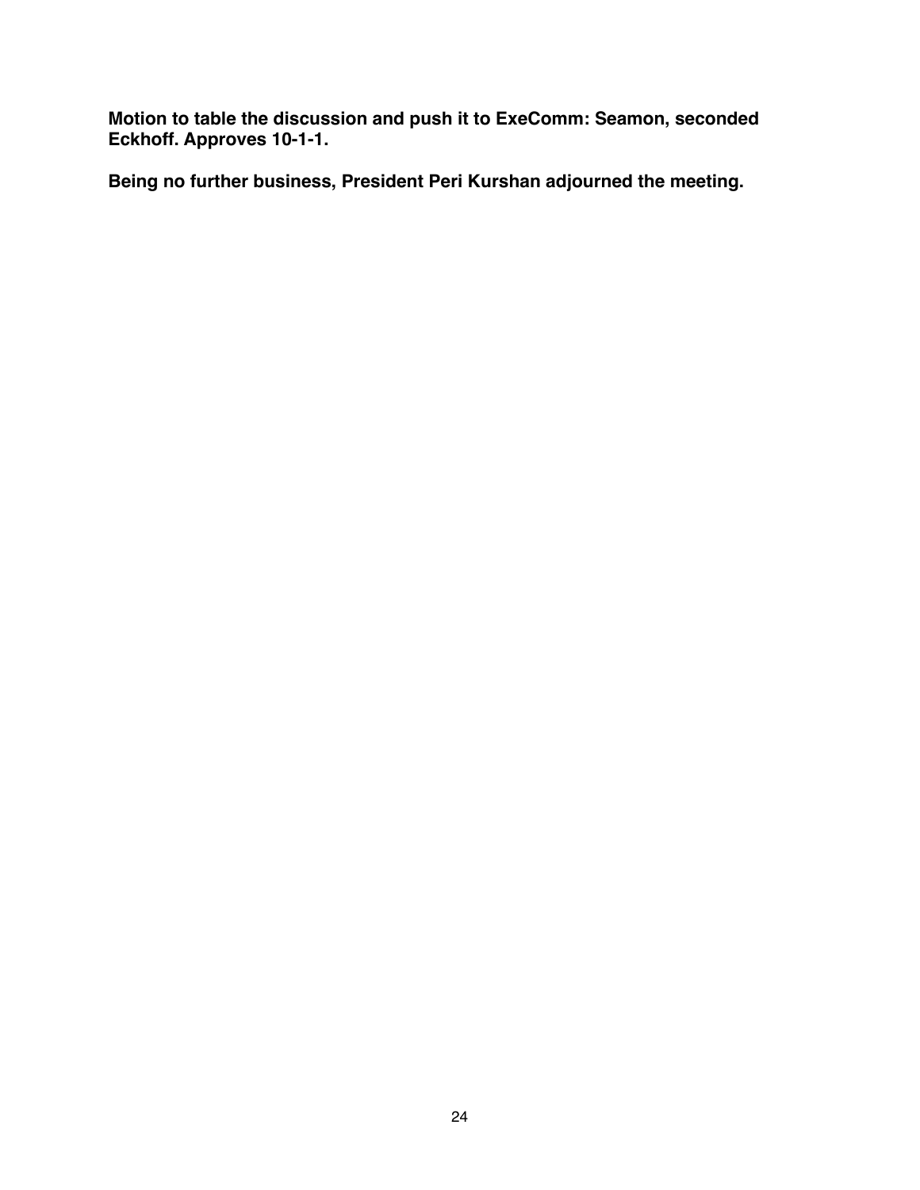**Motion to table the discussion and push it to ExeComm: Seamon, seconded Eckhoff. Approves 10-1-1.**

**Being no further business, President Peri Kurshan adjourned the meeting.**